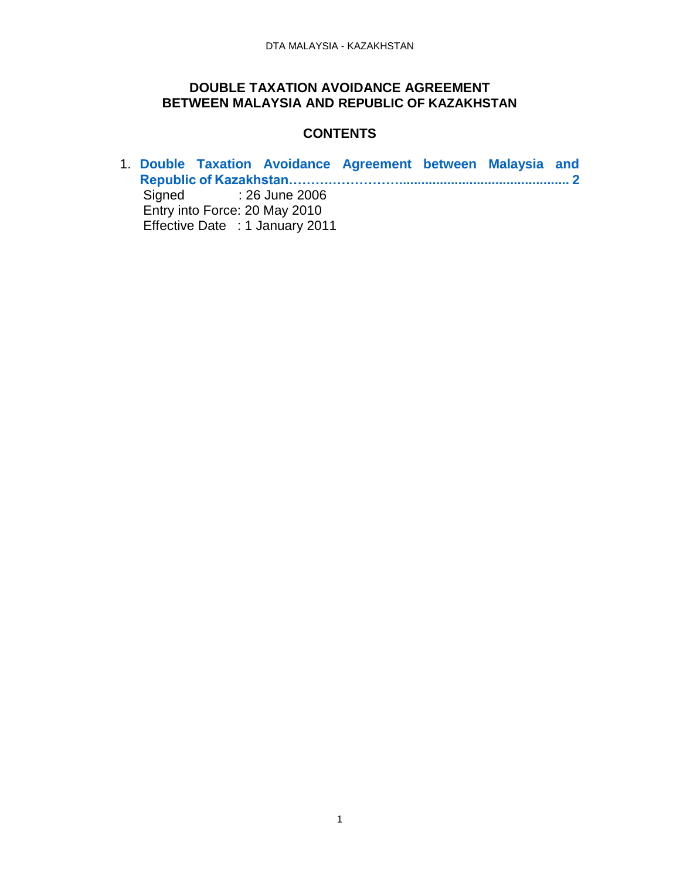# DOUBLE TAXATION AVOIDANCE AGREEMENT BETWEEN MALAYSIA AND REPUBLIC OF KAZAKHSTAN

## CONTENTS

1. **Double Taxation Avoidance Agreement between Malaysia and Republic of Kazakhstan……………………............................................ 2**
   Signed : 26 June 2006
   Entry into Force: 20 May 2010
   Effective Date : 1 January 2011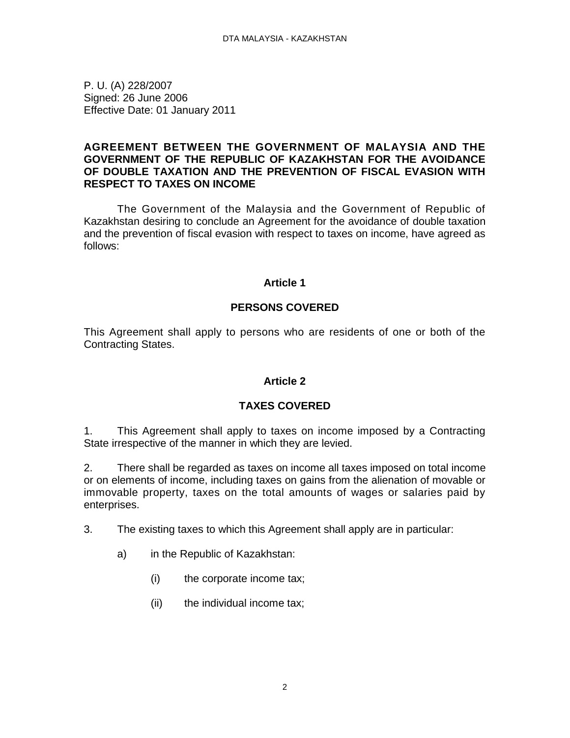P. U. (A) 228/2007
Signed: 26 June 2006
Effective Date: 01 January 2011

**AGREEMENT BETWEEN THE GOVERNMENT OF MALAYSIA AND THE GOVERNMENT OF THE REPUBLIC OF KAZAKHSTAN FOR THE AVOIDANCE OF DOUBLE TAXATION AND THE PREVENTION OF FISCAL EVASION WITH RESPECT TO TAXES ON INCOME**

The Government of the Malaysia and the Government of Republic of Kazakhstan desiring to conclude an Agreement for the avoidance of double taxation and the prevention of fiscal evasion with respect to taxes on income, have agreed as follows:

## Article 1

## PERSONS COVERED

This Agreement shall apply to persons who are residents of one or both of the Contracting States.

## Article 2

## TAXES COVERED

1. This Agreement shall apply to taxes on income imposed by a Contracting State irrespective of the manner in which they are levied.

2. There shall be regarded as taxes on income all taxes imposed on total income or on elements of income, including taxes on gains from the alienation of movable or immovable property, taxes on the total amounts of wages or salaries paid by enterprises.

3. The existing taxes to which this Agreement shall apply are in particular:

   a) in the Republic of Kazakhstan:

      (i) the corporate income tax;

      (ii) the individual income tax;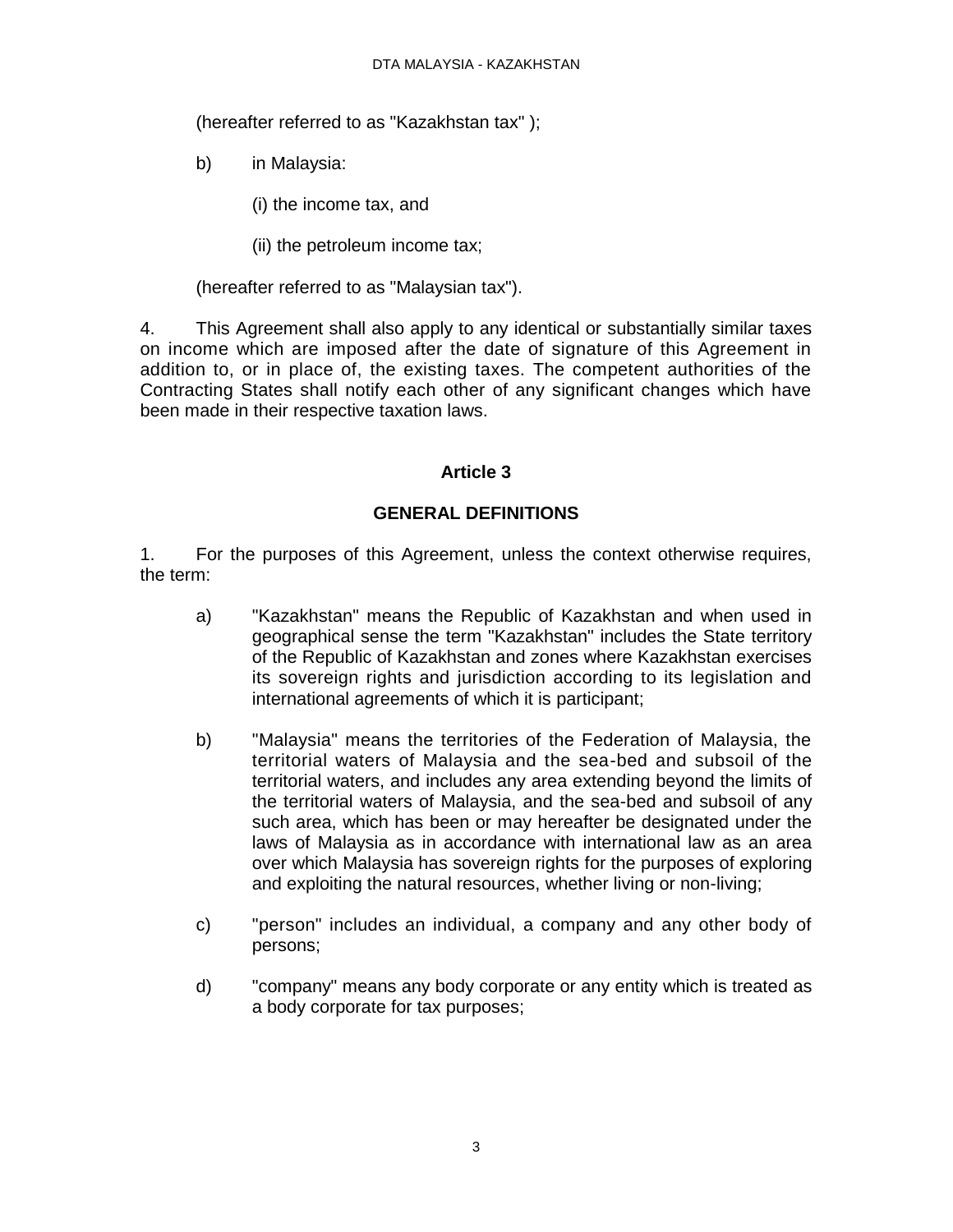(hereafter referred to as "Kazakhstan tax" );

b) in Malaysia:

(i) the income tax, and

(ii) the petroleum income tax;

(hereafter referred to as "Malaysian tax").

4. This Agreement shall also apply to any identical or substantially similar taxes on income which are imposed after the date of signature of this Agreement in addition to, or in place of, the existing taxes. The competent authorities of the Contracting States shall notify each other of any significant changes which have been made in their respective taxation laws.

## Article 3

## GENERAL DEFINITIONS

1. For the purposes of this Agreement, unless the context otherwise requires, the term:

a) "Kazakhstan" means the Republic of Kazakhstan and when used in geographical sense the term "Kazakhstan" includes the State territory of the Republic of Kazakhstan and zones where Kazakhstan exercises its sovereign rights and jurisdiction according to its legislation and international agreements of which it is participant;

b) "Malaysia" means the territories of the Federation of Malaysia, the territorial waters of Malaysia and the sea-bed and subsoil of the territorial waters, and includes any area extending beyond the limits of the territorial waters of Malaysia, and the sea-bed and subsoil of any such area, which has been or may hereafter be designated under the laws of Malaysia as in accordance with international law as an area over which Malaysia has sovereign rights for the purposes of exploring and exploiting the natural resources, whether living or non-living;

c) "person" includes an individual, a company and any other body of persons;

d) "company" means any body corporate or any entity which is treated as a body corporate for tax purposes;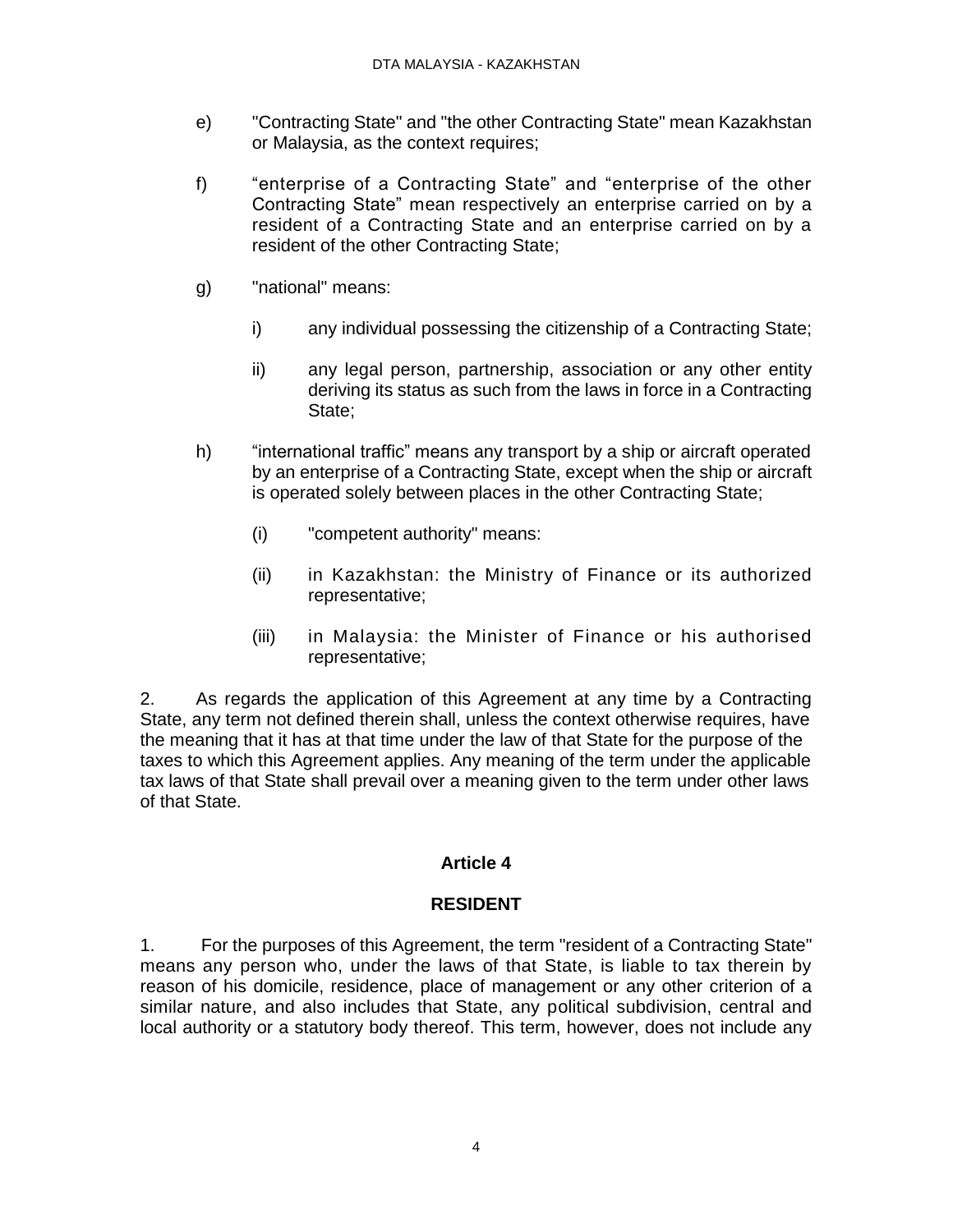e) "Contracting State" and "the other Contracting State" mean Kazakhstan or Malaysia, as the context requires;

f) "enterprise of a Contracting State" and "enterprise of the other Contracting State" mean respectively an enterprise carried on by a resident of a Contracting State and an enterprise carried on by a resident of the other Contracting State;

g) "national" means:

   i) any individual possessing the citizenship of a Contracting State;

   ii) any legal person, partnership, association or any other entity deriving its status as such from the laws in force in a Contracting State;

h) "international traffic" means any transport by a ship or aircraft operated by an enterprise of a Contracting State, except when the ship or aircraft is operated solely between places in the other Contracting State;

   (i) "competent authority" means:

   (ii) in Kazakhstan: the Ministry of Finance or its authorized representative;

   (iii) in Malaysia: the Minister of Finance or his authorised representative;

2. As regards the application of this Agreement at any time by a Contracting State, any term not defined therein shall, unless the context otherwise requires, have the meaning that it has at that time under the law of that State for the purpose of the taxes to which this Agreement applies. Any meaning of the term under the applicable tax laws of that State shall prevail over a meaning given to the term under other laws of that State.

## Article 4

## RESIDENT

1. For the purposes of this Agreement, the term "resident of a Contracting State" means any person who, under the laws of that State, is liable to tax therein by reason of his domicile, residence, place of management or any other criterion of a similar nature, and also includes that State, any political subdivision, central and local authority or a statutory body thereof. This term, however, does not include any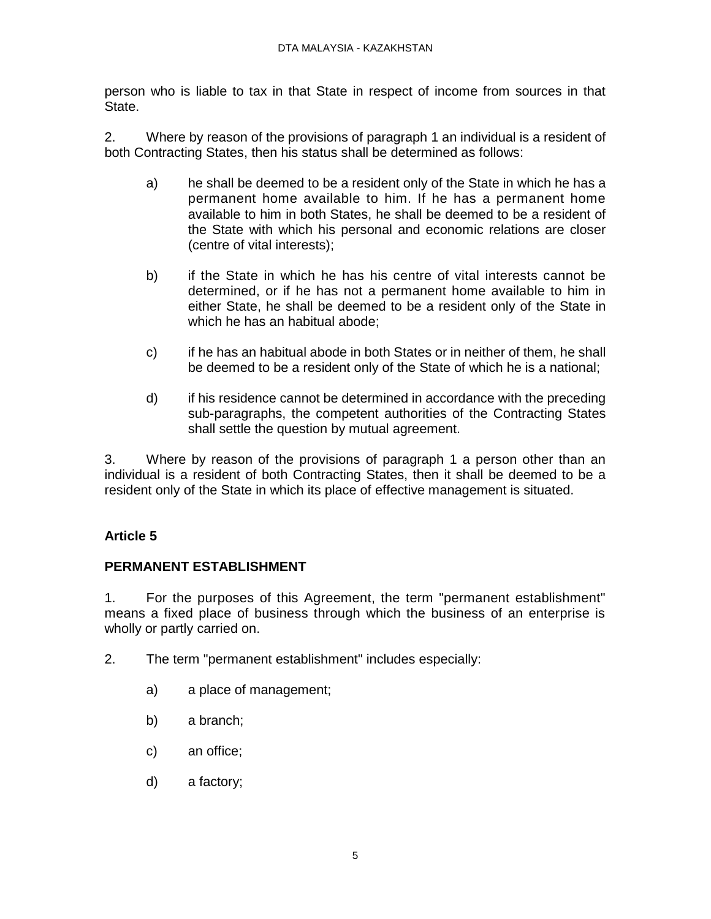person who is liable to tax in that State in respect of income from sources in that State.

2. Where by reason of the provisions of paragraph 1 an individual is a resident of both Contracting States, then his status shall be determined as follows:

a) he shall be deemed to be a resident only of the State in which he has a permanent home available to him. If he has a permanent home available to him in both States, he shall be deemed to be a resident of the State with which his personal and economic relations are closer (centre of vital interests);

b) if the State in which he has his centre of vital interests cannot be determined, or if he has not a permanent home available to him in either State, he shall be deemed to be a resident only of the State in which he has an habitual abode;

c) if he has an habitual abode in both States or in neither of them, he shall be deemed to be a resident only of the State of which he is a national;

d) if his residence cannot be determined in accordance with the preceding sub-paragraphs, the competent authorities of the Contracting States shall settle the question by mutual agreement.

3. Where by reason of the provisions of paragraph 1 a person other than an individual is a resident of both Contracting States, then it shall be deemed to be a resident only of the State in which its place of effective management is situated.

**Article 5**

**PERMANENT ESTABLISHMENT**

1. For the purposes of this Agreement, the term "permanent establishment" means a fixed place of business through which the business of an enterprise is wholly or partly carried on.

2. The term "permanent establishment" includes especially:

a) a place of management;

b) a branch;

c) an office;

d) a factory;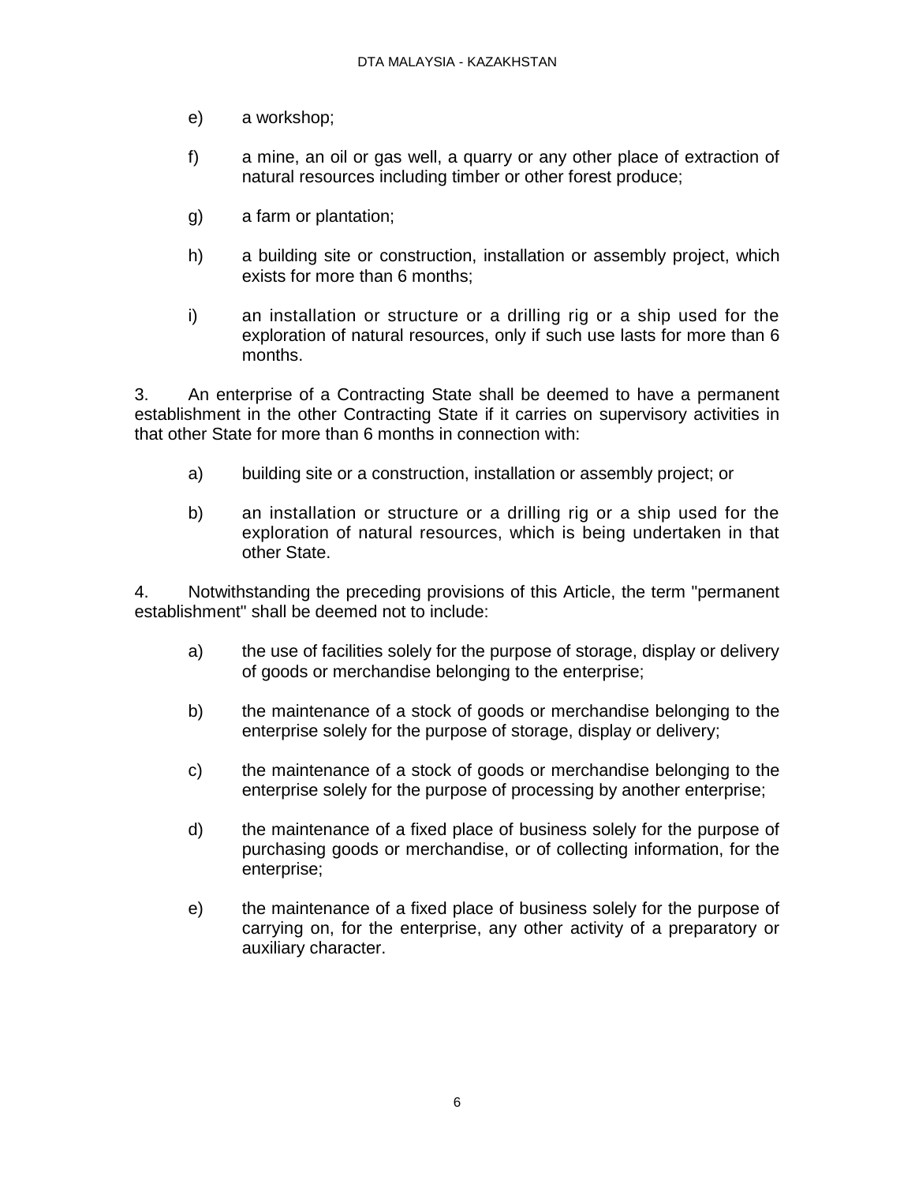e) a workshop;

f) a mine, an oil or gas well, a quarry or any other place of extraction of natural resources including timber or other forest produce;

g) a farm or plantation;

h) a building site or construction, installation or assembly project, which exists for more than 6 months;

i) an installation or structure or a drilling rig or a ship used for the exploration of natural resources, only if such use lasts for more than 6 months.

3. An enterprise of a Contracting State shall be deemed to have a permanent establishment in the other Contracting State if it carries on supervisory activities in that other State for more than 6 months in connection with:

a) building site or a construction, installation or assembly project; or

b) an installation or structure or a drilling rig or a ship used for the exploration of natural resources, which is being undertaken in that other State.

4. Notwithstanding the preceding provisions of this Article, the term "permanent establishment" shall be deemed not to include:

a) the use of facilities solely for the purpose of storage, display or delivery of goods or merchandise belonging to the enterprise;

b) the maintenance of a stock of goods or merchandise belonging to the enterprise solely for the purpose of storage, display or delivery;

c) the maintenance of a stock of goods or merchandise belonging to the enterprise solely for the purpose of processing by another enterprise;

d) the maintenance of a fixed place of business solely for the purpose of purchasing goods or merchandise, or of collecting information, for the enterprise;

e) the maintenance of a fixed place of business solely for the purpose of carrying on, for the enterprise, any other activity of a preparatory or auxiliary character.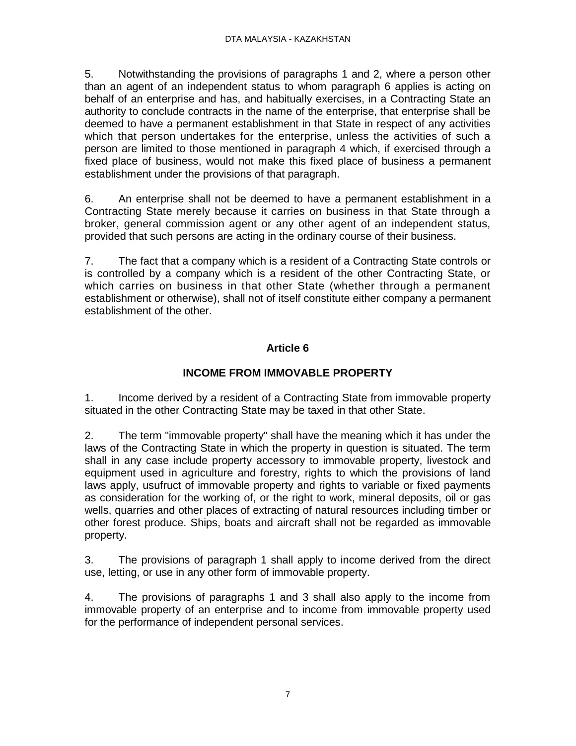5. Notwithstanding the provisions of paragraphs 1 and 2, where a person other than an agent of an independent status to whom paragraph 6 applies is acting on behalf of an enterprise and has, and habitually exercises, in a Contracting State an authority to conclude contracts in the name of the enterprise, that enterprise shall be deemed to have a permanent establishment in that State in respect of any activities which that person undertakes for the enterprise, unless the activities of such a person are limited to those mentioned in paragraph 4 which, if exercised through a fixed place of business, would not make this fixed place of business a permanent establishment under the provisions of that paragraph.

6. An enterprise shall not be deemed to have a permanent establishment in a Contracting State merely because it carries on business in that State through a broker, general commission agent or any other agent of an independent status, provided that such persons are acting in the ordinary course of their business.

7. The fact that a company which is a resident of a Contracting State controls or is controlled by a company which is a resident of the other Contracting State, or which carries on business in that other State (whether through a permanent establishment or otherwise), shall not of itself constitute either company a permanent establishment of the other.

## Article 6

## INCOME FROM IMMOVABLE PROPERTY

1. Income derived by a resident of a Contracting State from immovable property situated in the other Contracting State may be taxed in that other State.

2. The term "immovable property" shall have the meaning which it has under the laws of the Contracting State in which the property in question is situated. The term shall in any case include property accessory to immovable property, livestock and equipment used in agriculture and forestry, rights to which the provisions of land laws apply, usufruct of immovable property and rights to variable or fixed payments as consideration for the working of, or the right to work, mineral deposits, oil or gas wells, quarries and other places of extracting of natural resources including timber or other forest produce. Ships, boats and aircraft shall not be regarded as immovable property.

3. The provisions of paragraph 1 shall apply to income derived from the direct use, letting, or use in any other form of immovable property.

4. The provisions of paragraphs 1 and 3 shall also apply to the income from immovable property of an enterprise and to income from immovable property used for the performance of independent personal services.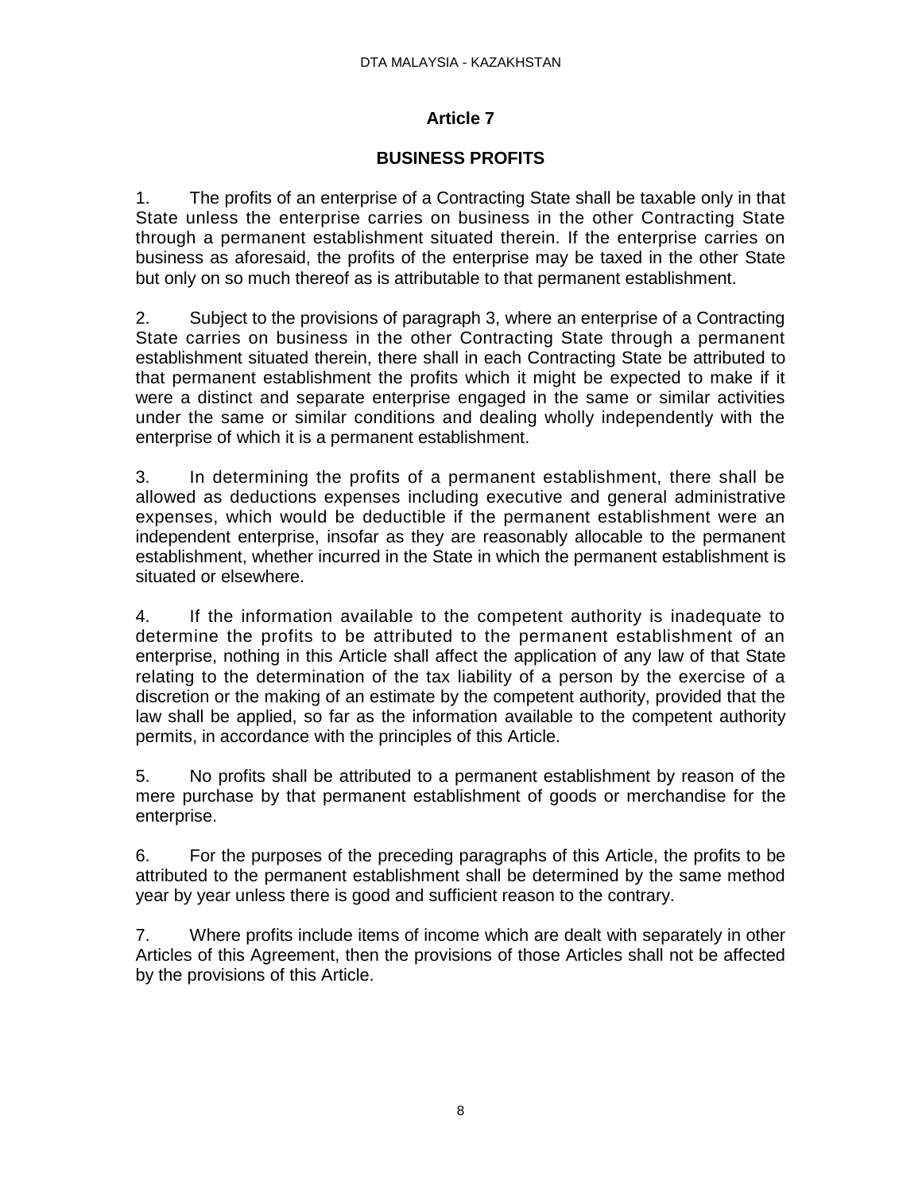## Article 7

## BUSINESS PROFITS

1. The profits of an enterprise of a Contracting State shall be taxable only in that State unless the enterprise carries on business in the other Contracting State through a permanent establishment situated therein. If the enterprise carries on business as aforesaid, the profits of the enterprise may be taxed in the other State but only on so much thereof as is attributable to that permanent establishment.

2. Subject to the provisions of paragraph 3, where an enterprise of a Contracting State carries on business in the other Contracting State through a permanent establishment situated therein, there shall in each Contracting State be attributed to that permanent establishment the profits which it might be expected to make if it were a distinct and separate enterprise engaged in the same or similar activities under the same or similar conditions and dealing wholly independently with the enterprise of which it is a permanent establishment.

3. In determining the profits of a permanent establishment, there shall be allowed as deductions expenses including executive and general administrative expenses, which would be deductible if the permanent establishment were an independent enterprise, insofar as they are reasonably allocable to the permanent establishment, whether incurred in the State in which the permanent establishment is situated or elsewhere.

4. If the information available to the competent authority is inadequate to determine the profits to be attributed to the permanent establishment of an enterprise, nothing in this Article shall affect the application of any law of that State relating to the determination of the tax liability of a person by the exercise of a discretion or the making of an estimate by the competent authority, provided that the law shall be applied, so far as the information available to the competent authority permits, in accordance with the principles of this Article.

5. No profits shall be attributed to a permanent establishment by reason of the mere purchase by that permanent establishment of goods or merchandise for the enterprise.

6. For the purposes of the preceding paragraphs of this Article, the profits to be attributed to the permanent establishment shall be determined by the same method year by year unless there is good and sufficient reason to the contrary.

7. Where profits include items of income which are dealt with separately in other Articles of this Agreement, then the provisions of those Articles shall not be affected by the provisions of this Article.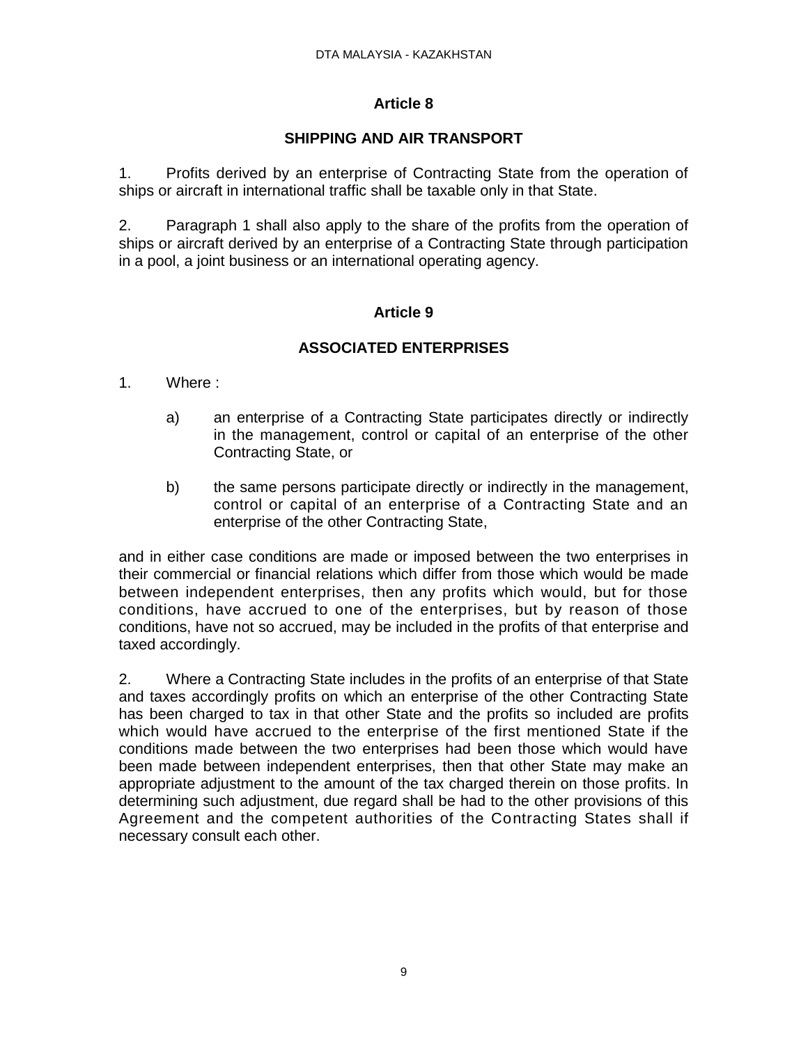## Article 8

## SHIPPING AND AIR TRANSPORT

1. Profits derived by an enterprise of Contracting State from the operation of ships or aircraft in international traffic shall be taxable only in that State.

2. Paragraph 1 shall also apply to the share of the profits from the operation of ships or aircraft derived by an enterprise of a Contracting State through participation in a pool, a joint business or an international operating agency.

## Article 9

## ASSOCIATED ENTERPRISES

1. Where :

   a) an enterprise of a Contracting State participates directly or indirectly in the management, control or capital of an enterprise of the other Contracting State, or

   b) the same persons participate directly or indirectly in the management, control or capital of an enterprise of a Contracting State and an enterprise of the other Contracting State,

and in either case conditions are made or imposed between the two enterprises in their commercial or financial relations which differ from those which would be made between independent enterprises, then any profits which would, but for those conditions, have accrued to one of the enterprises, but by reason of those conditions, have not so accrued, may be included in the profits of that enterprise and taxed accordingly.

2. Where a Contracting State includes in the profits of an enterprise of that State and taxes accordingly profits on which an enterprise of the other Contracting State has been charged to tax in that other State and the profits so included are profits which would have accrued to the enterprise of the first mentioned State if the conditions made between the two enterprises had been those which would have been made between independent enterprises, then that other State may make an appropriate adjustment to the amount of the tax charged therein on those profits. In determining such adjustment, due regard shall be had to the other provisions of this Agreement and the competent authorities of the Contracting States shall if necessary consult each other.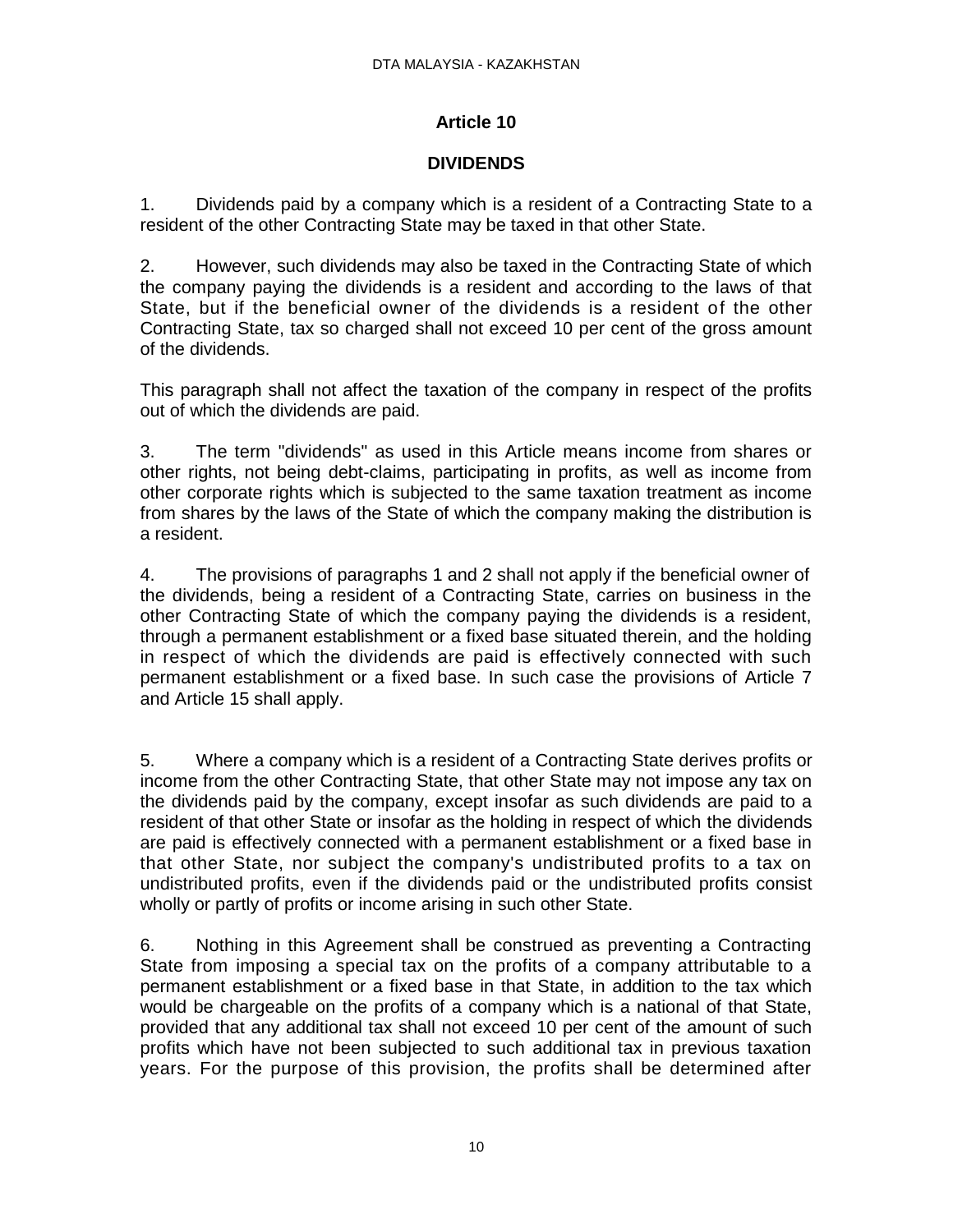## Article 10

## DIVIDENDS

1. Dividends paid by a company which is a resident of a Contracting State to a resident of the other Contracting State may be taxed in that other State.

2. However, such dividends may also be taxed in the Contracting State of which the company paying the dividends is a resident and according to the laws of that State, but if the beneficial owner of the dividends is a resident of the other Contracting State, tax so charged shall not exceed 10 per cent of the gross amount of the dividends.

This paragraph shall not affect the taxation of the company in respect of the profits out of which the dividends are paid.

3. The term "dividends" as used in this Article means income from shares or other rights, not being debt-claims, participating in profits, as well as income from other corporate rights which is subjected to the same taxation treatment as income from shares by the laws of the State of which the company making the distribution is a resident.

4. The provisions of paragraphs 1 and 2 shall not apply if the beneficial owner of the dividends, being a resident of a Contracting State, carries on business in the other Contracting State of which the company paying the dividends is a resident, through a permanent establishment or a fixed base situated therein, and the holding in respect of which the dividends are paid is effectively connected with such permanent establishment or a fixed base. In such case the provisions of Article 7 and Article 15 shall apply.

5. Where a company which is a resident of a Contracting State derives profits or income from the other Contracting State, that other State may not impose any tax on the dividends paid by the company, except insofar as such dividends are paid to a resident of that other State or insofar as the holding in respect of which the dividends are paid is effectively connected with a permanent establishment or a fixed base in that other State, nor subject the company's undistributed profits to a tax on undistributed profits, even if the dividends paid or the undistributed profits consist wholly or partly of profits or income arising in such other State.

6. Nothing in this Agreement shall be construed as preventing a Contracting State from imposing a special tax on the profits of a company attributable to a permanent establishment or a fixed base in that State, in addition to the tax which would be chargeable on the profits of a company which is a national of that State, provided that any additional tax shall not exceed 10 per cent of the amount of such profits which have not been subjected to such additional tax in previous taxation years. For the purpose of this provision, the profits shall be determined after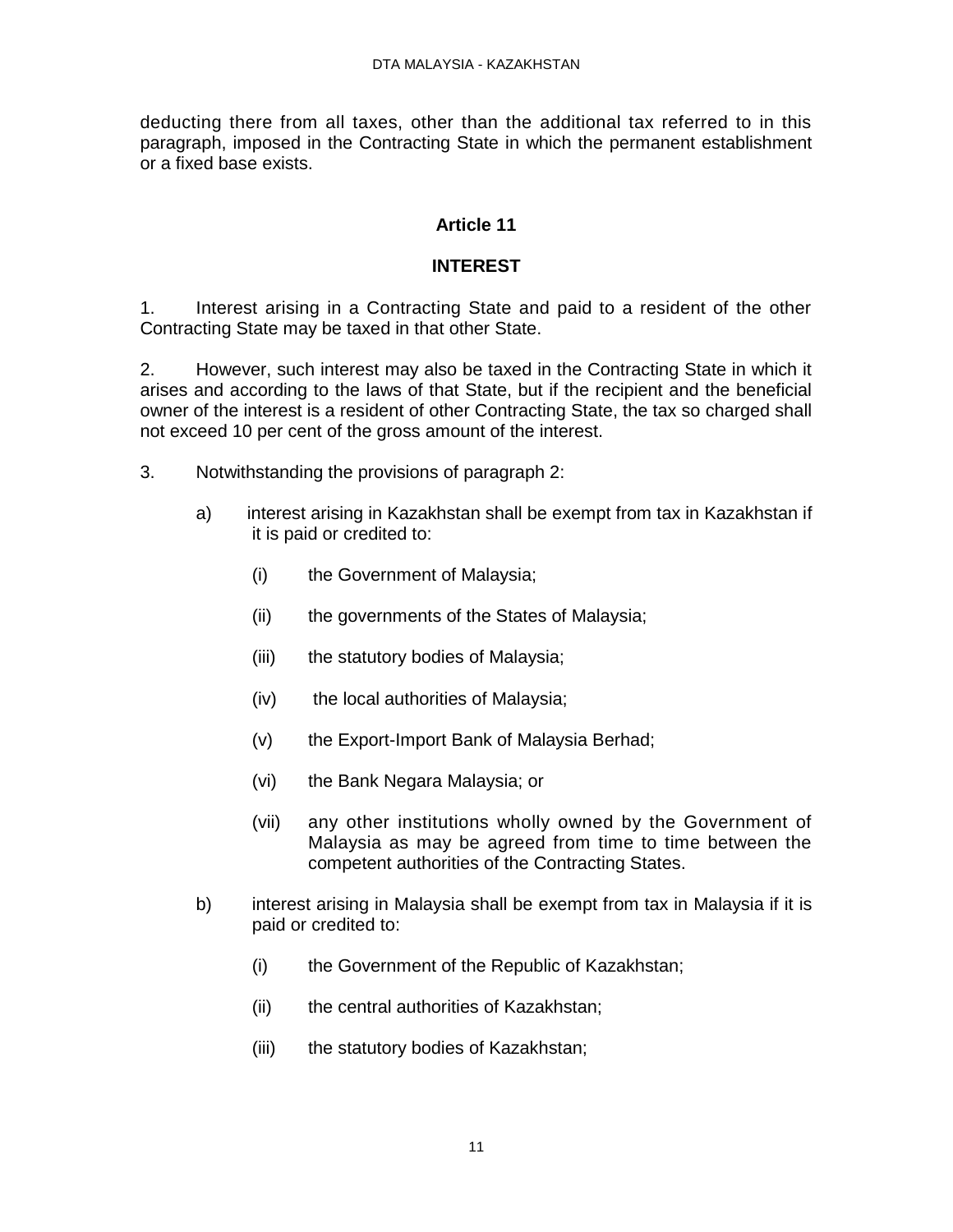deducting there from all taxes, other than the additional tax referred to in this paragraph, imposed in the Contracting State in which the permanent establishment or a fixed base exists.

## Article 11

## INTEREST

1. Interest arising in a Contracting State and paid to a resident of the other Contracting State may be taxed in that other State.

2. However, such interest may also be taxed in the Contracting State in which it arises and according to the laws of that State, but if the recipient and the beneficial owner of the interest is a resident of other Contracting State, the tax so charged shall not exceed 10 per cent of the gross amount of the interest.

3. Notwithstanding the provisions of paragraph 2:

   a) interest arising in Kazakhstan shall be exempt from tax in Kazakhstan if it is paid or credited to:

      (i) the Government of Malaysia;

      (ii) the governments of the States of Malaysia;

      (iii) the statutory bodies of Malaysia;

      (iv) the local authorities of Malaysia;

      (v) the Export-Import Bank of Malaysia Berhad;

      (vi) the Bank Negara Malaysia; or

      (vii) any other institutions wholly owned by the Government of Malaysia as may be agreed from time to time between the competent authorities of the Contracting States.

   b) interest arising in Malaysia shall be exempt from tax in Malaysia if it is paid or credited to:

      (i) the Government of the Republic of Kazakhstan;

      (ii) the central authorities of Kazakhstan;

      (iii) the statutory bodies of Kazakhstan;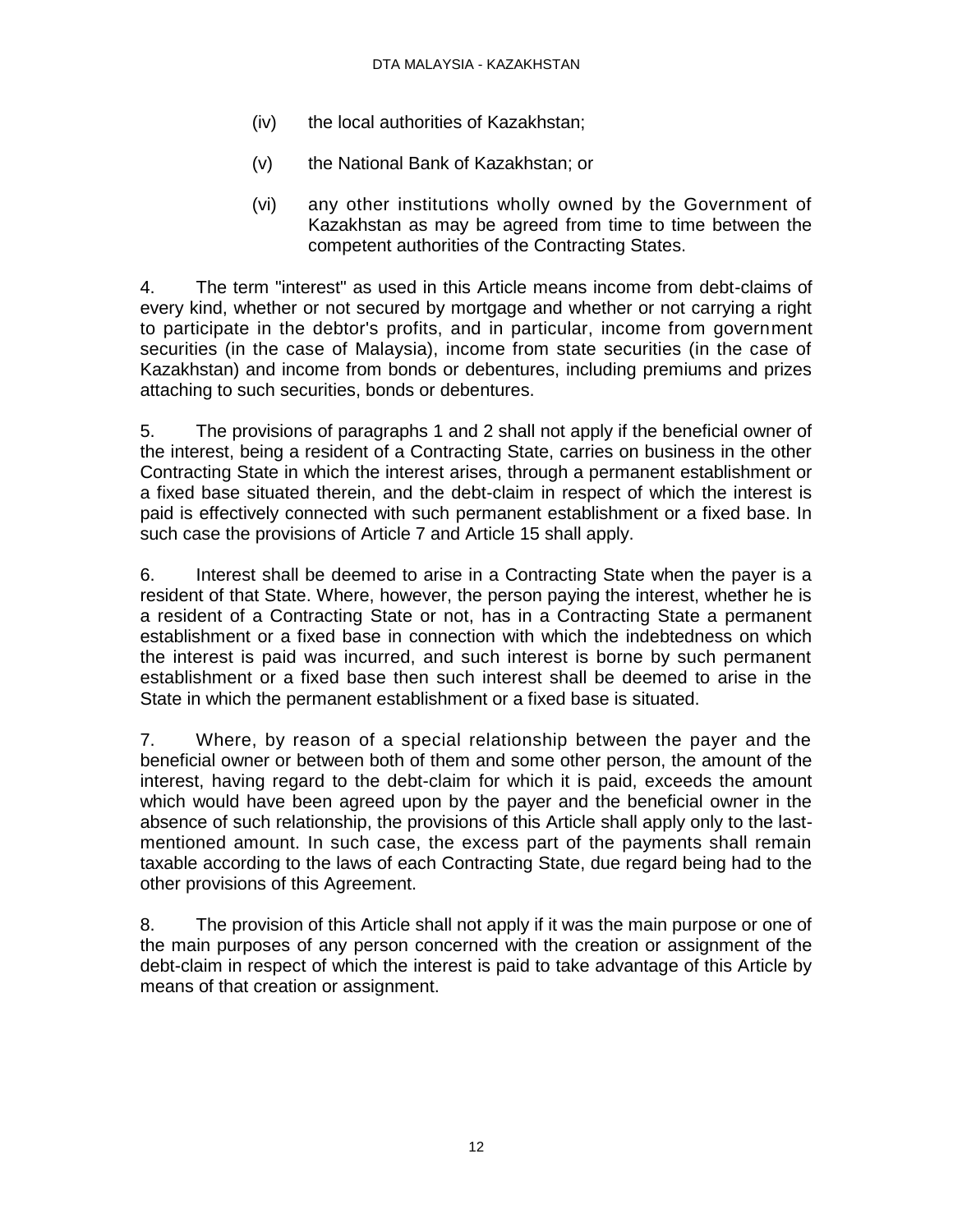(iv) the local authorities of Kazakhstan;

(v) the National Bank of Kazakhstan; or

(vi) any other institutions wholly owned by the Government of Kazakhstan as may be agreed from time to time between the competent authorities of the Contracting States.

4. The term "interest" as used in this Article means income from debt-claims of every kind, whether or not secured by mortgage and whether or not carrying a right to participate in the debtor's profits, and in particular, income from government securities (in the case of Malaysia), income from state securities (in the case of Kazakhstan) and income from bonds or debentures, including premiums and prizes attaching to such securities, bonds or debentures.

5. The provisions of paragraphs 1 and 2 shall not apply if the beneficial owner of the interest, being a resident of a Contracting State, carries on business in the other Contracting State in which the interest arises, through a permanent establishment or a fixed base situated therein, and the debt-claim in respect of which the interest is paid is effectively connected with such permanent establishment or a fixed base. In such case the provisions of Article 7 and Article 15 shall apply.

6. Interest shall be deemed to arise in a Contracting State when the payer is a resident of that State. Where, however, the person paying the interest, whether he is a resident of a Contracting State or not, has in a Contracting State a permanent establishment or a fixed base in connection with which the indebtedness on which the interest is paid was incurred, and such interest is borne by such permanent establishment or a fixed base then such interest shall be deemed to arise in the State in which the permanent establishment or a fixed base is situated.

7. Where, by reason of a special relationship between the payer and the beneficial owner or between both of them and some other person, the amount of the interest, having regard to the debt-claim for which it is paid, exceeds the amount which would have been agreed upon by the payer and the beneficial owner in the absence of such relationship, the provisions of this Article shall apply only to the last-mentioned amount. In such case, the excess part of the payments shall remain taxable according to the laws of each Contracting State, due regard being had to the other provisions of this Agreement.

8. The provision of this Article shall not apply if it was the main purpose or one of the main purposes of any person concerned with the creation or assignment of the debt-claim in respect of which the interest is paid to take advantage of this Article by means of that creation or assignment.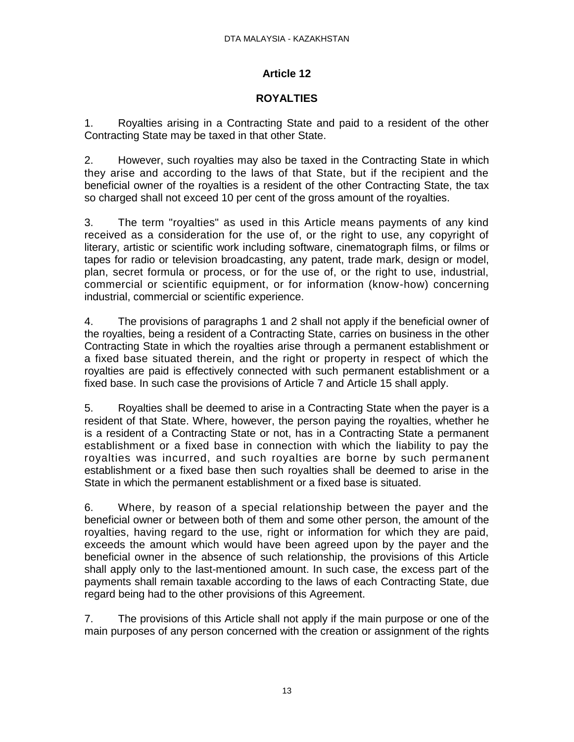## Article 12

## ROYALTIES

1. Royalties arising in a Contracting State and paid to a resident of the other Contracting State may be taxed in that other State.

2. However, such royalties may also be taxed in the Contracting State in which they arise and according to the laws of that State, but if the recipient and the beneficial owner of the royalties is a resident of the other Contracting State, the tax so charged shall not exceed 10 per cent of the gross amount of the royalties.

3. The term "royalties" as used in this Article means payments of any kind received as a consideration for the use of, or the right to use, any copyright of literary, artistic or scientific work including software, cinematograph films, or films or tapes for radio or television broadcasting, any patent, trade mark, design or model, plan, secret formula or process, or for the use of, or the right to use, industrial, commercial or scientific equipment, or for information (know-how) concerning industrial, commercial or scientific experience.

4. The provisions of paragraphs 1 and 2 shall not apply if the beneficial owner of the royalties, being a resident of a Contracting State, carries on business in the other Contracting State in which the royalties arise through a permanent establishment or a fixed base situated therein, and the right or property in respect of which the royalties are paid is effectively connected with such permanent establishment or a fixed base. In such case the provisions of Article 7 and Article 15 shall apply.

5. Royalties shall be deemed to arise in a Contracting State when the payer is a resident of that State. Where, however, the person paying the royalties, whether he is a resident of a Contracting State or not, has in a Contracting State a permanent establishment or a fixed base in connection with which the liability to pay the royalties was incurred, and such royalties are borne by such permanent establishment or a fixed base then such royalties shall be deemed to arise in the State in which the permanent establishment or a fixed base is situated.

6. Where, by reason of a special relationship between the payer and the beneficial owner or between both of them and some other person, the amount of the royalties, having regard to the use, right or information for which they are paid, exceeds the amount which would have been agreed upon by the payer and the beneficial owner in the absence of such relationship, the provisions of this Article shall apply only to the last-mentioned amount. In such case, the excess part of the payments shall remain taxable according to the laws of each Contracting State, due regard being had to the other provisions of this Agreement.

7. The provisions of this Article shall not apply if the main purpose or one of the main purposes of any person concerned with the creation or assignment of the rights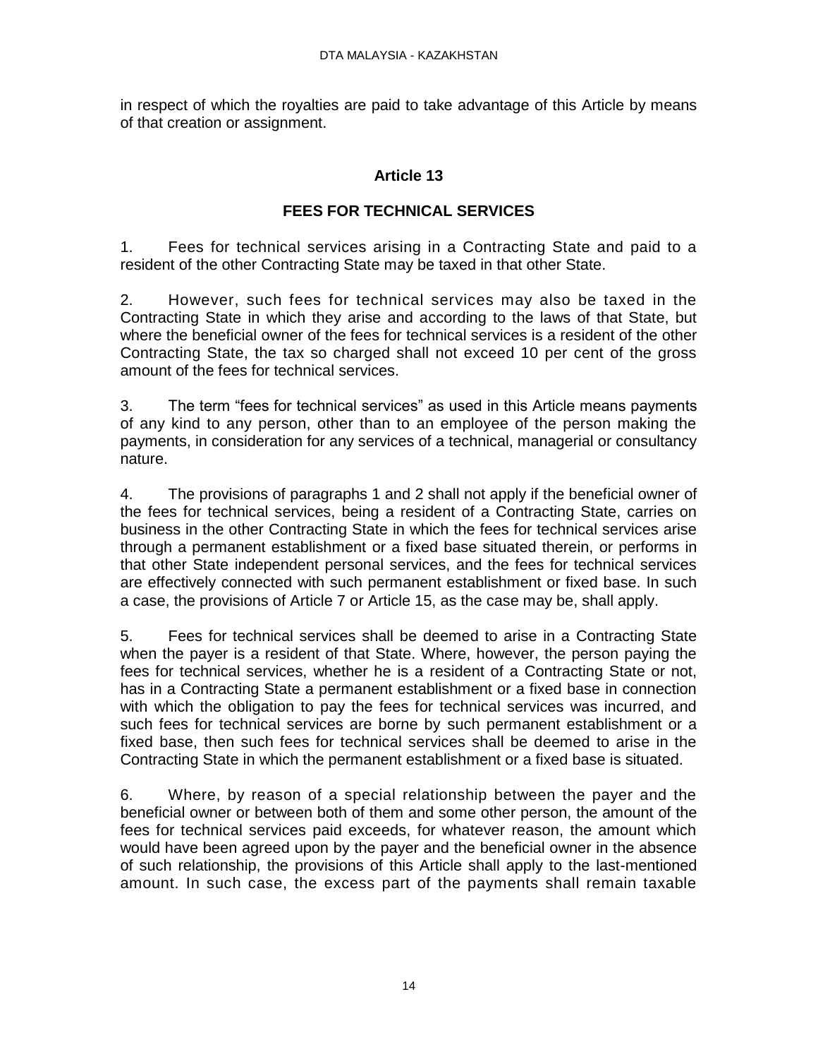in respect of which the royalties are paid to take advantage of this Article by means of that creation or assignment.

## Article 13

## FEES FOR TECHNICAL SERVICES

1. Fees for technical services arising in a Contracting State and paid to a resident of the other Contracting State may be taxed in that other State.

2. However, such fees for technical services may also be taxed in the Contracting State in which they arise and according to the laws of that State, but where the beneficial owner of the fees for technical services is a resident of the other Contracting State, the tax so charged shall not exceed 10 per cent of the gross amount of the fees for technical services.

3. The term "fees for technical services" as used in this Article means payments of any kind to any person, other than to an employee of the person making the payments, in consideration for any services of a technical, managerial or consultancy nature.

4. The provisions of paragraphs 1 and 2 shall not apply if the beneficial owner of the fees for technical services, being a resident of a Contracting State, carries on business in the other Contracting State in which the fees for technical services arise through a permanent establishment or a fixed base situated therein, or performs in that other State independent personal services, and the fees for technical services are effectively connected with such permanent establishment or fixed base. In such a case, the provisions of Article 7 or Article 15, as the case may be, shall apply.

5. Fees for technical services shall be deemed to arise in a Contracting State when the payer is a resident of that State. Where, however, the person paying the fees for technical services, whether he is a resident of a Contracting State or not, has in a Contracting State a permanent establishment or a fixed base in connection with which the obligation to pay the fees for technical services was incurred, and such fees for technical services are borne by such permanent establishment or a fixed base, then such fees for technical services shall be deemed to arise in the Contracting State in which the permanent establishment or a fixed base is situated.

6. Where, by reason of a special relationship between the payer and the beneficial owner or between both of them and some other person, the amount of the fees for technical services paid exceeds, for whatever reason, the amount which would have been agreed upon by the payer and the beneficial owner in the absence of such relationship, the provisions of this Article shall apply to the last-mentioned amount. In such case, the excess part of the payments shall remain taxable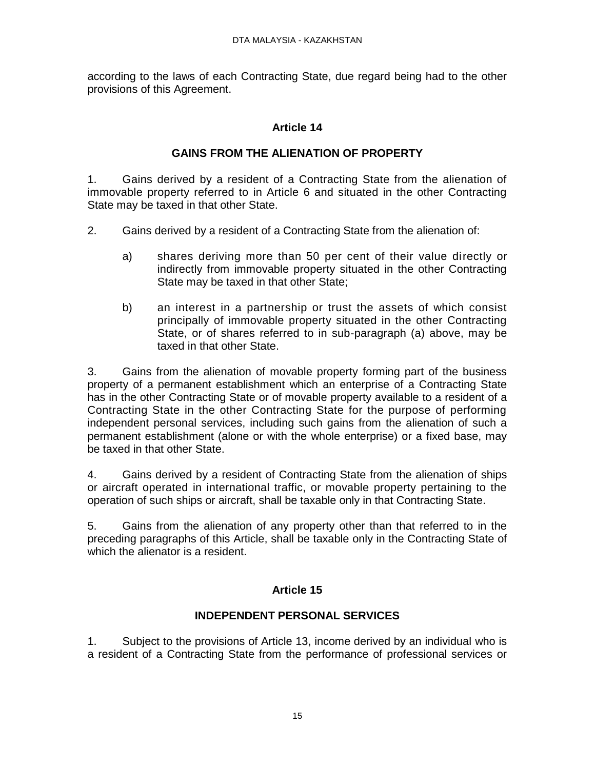according to the laws of each Contracting State, due regard being had to the other provisions of this Agreement.

## Article 14

## GAINS FROM THE ALIENATION OF PROPERTY

1. Gains derived by a resident of a Contracting State from the alienation of immovable property referred to in Article 6 and situated in the other Contracting State may be taxed in that other State.

2. Gains derived by a resident of a Contracting State from the alienation of:

   a) shares deriving more than 50 per cent of their value directly or indirectly from immovable property situated in the other Contracting State may be taxed in that other State;

   b) an interest in a partnership or trust the assets of which consist principally of immovable property situated in the other Contracting State, or of shares referred to in sub-paragraph (a) above, may be taxed in that other State.

3. Gains from the alienation of movable property forming part of the business property of a permanent establishment which an enterprise of a Contracting State has in the other Contracting State or of movable property available to a resident of a Contracting State in the other Contracting State for the purpose of performing independent personal services, including such gains from the alienation of such a permanent establishment (alone or with the whole enterprise) or a fixed base, may be taxed in that other State.

4. Gains derived by a resident of Contracting State from the alienation of ships or aircraft operated in international traffic, or movable property pertaining to the operation of such ships or aircraft, shall be taxable only in that Contracting State.

5. Gains from the alienation of any property other than that referred to in the preceding paragraphs of this Article, shall be taxable only in the Contracting State of which the alienator is a resident.

## Article 15

## INDEPENDENT PERSONAL SERVICES

1. Subject to the provisions of Article 13, income derived by an individual who is a resident of a Contracting State from the performance of professional services or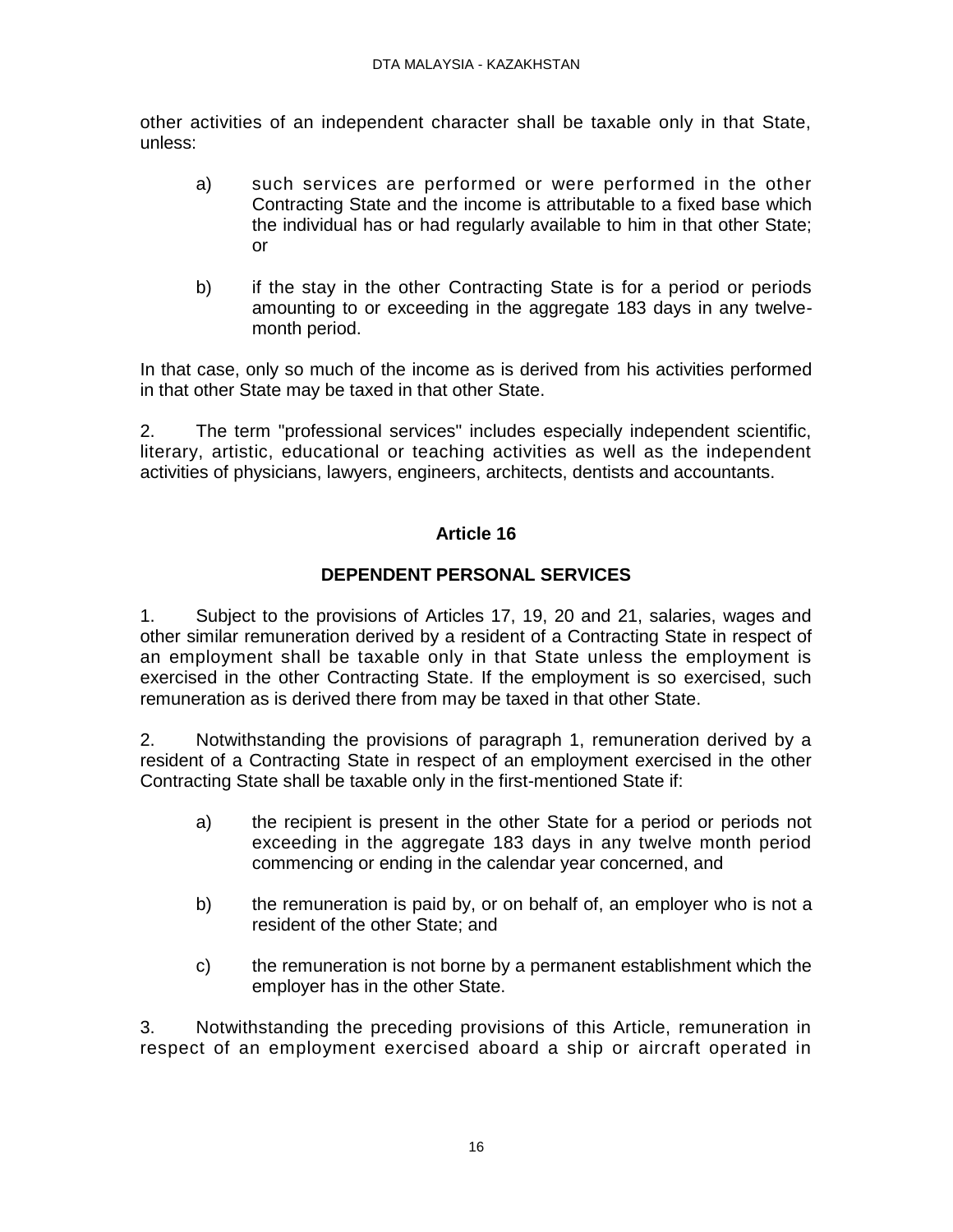other activities of an independent character shall be taxable only in that State, unless:

a) such services are performed or were performed in the other Contracting State and the income is attributable to a fixed base which the individual has or had regularly available to him in that other State; or

b) if the stay in the other Contracting State is for a period or periods amounting to or exceeding in the aggregate 183 days in any twelve-month period.

In that case, only so much of the income as is derived from his activities performed in that other State may be taxed in that other State.

2. The term "professional services" includes especially independent scientific, literary, artistic, educational or teaching activities as well as the independent activities of physicians, lawyers, engineers, architects, dentists and accountants.

## Article 16

## DEPENDENT PERSONAL SERVICES

1. Subject to the provisions of Articles 17, 19, 20 and 21, salaries, wages and other similar remuneration derived by a resident of a Contracting State in respect of an employment shall be taxable only in that State unless the employment is exercised in the other Contracting State. If the employment is so exercised, such remuneration as is derived there from may be taxed in that other State.

2. Notwithstanding the provisions of paragraph 1, remuneration derived by a resident of a Contracting State in respect of an employment exercised in the other Contracting State shall be taxable only in the first-mentioned State if:

a) the recipient is present in the other State for a period or periods not exceeding in the aggregate 183 days in any twelve month period commencing or ending in the calendar year concerned, and

b) the remuneration is paid by, or on behalf of, an employer who is not a resident of the other State; and

c) the remuneration is not borne by a permanent establishment which the employer has in the other State.

3. Notwithstanding the preceding provisions of this Article, remuneration in respect of an employment exercised aboard a ship or aircraft operated in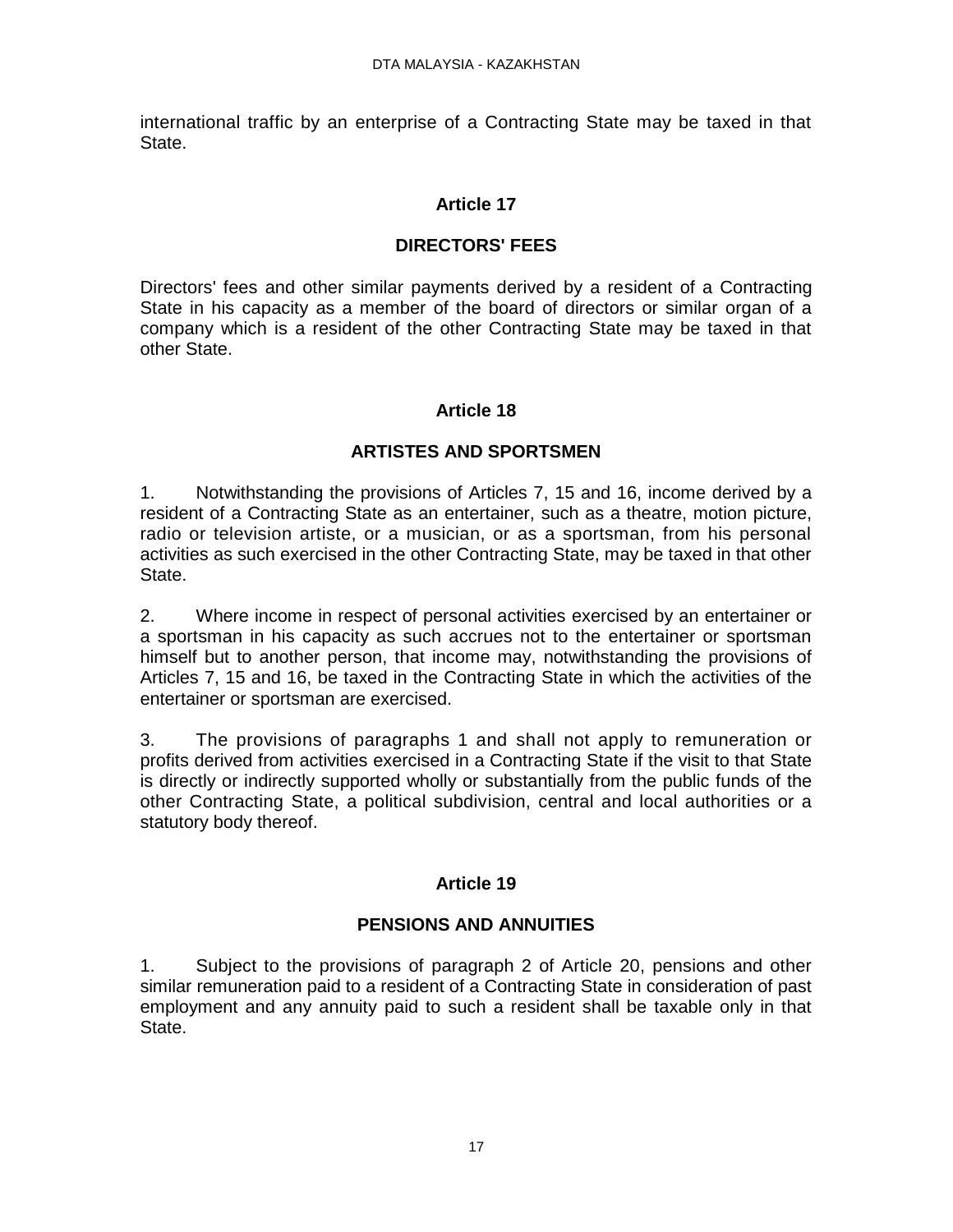international traffic by an enterprise of a Contracting State may be taxed in that State.

## Article 17

## DIRECTORS' FEES

Directors' fees and other similar payments derived by a resident of a Contracting State in his capacity as a member of the board of directors or similar organ of a company which is a resident of the other Contracting State may be taxed in that other State.

## Article 18

## ARTISTES AND SPORTSMEN

1. Notwithstanding the provisions of Articles 7, 15 and 16, income derived by a resident of a Contracting State as an entertainer, such as a theatre, motion picture, radio or television artiste, or a musician, or as a sportsman, from his personal activities as such exercised in the other Contracting State, may be taxed in that other State.

2. Where income in respect of personal activities exercised by an entertainer or a sportsman in his capacity as such accrues not to the entertainer or sportsman himself but to another person, that income may, notwithstanding the provisions of Articles 7, 15 and 16, be taxed in the Contracting State in which the activities of the entertainer or sportsman are exercised.

3. The provisions of paragraphs 1 and shall not apply to remuneration or profits derived from activities exercised in a Contracting State if the visit to that State is directly or indirectly supported wholly or substantially from the public funds of the other Contracting State, a political subdivision, central and local authorities or a statutory body thereof.

## Article 19

## PENSIONS AND ANNUITIES

1. Subject to the provisions of paragraph 2 of Article 20, pensions and other similar remuneration paid to a resident of a Contracting State in consideration of past employment and any annuity paid to such a resident shall be taxable only in that State.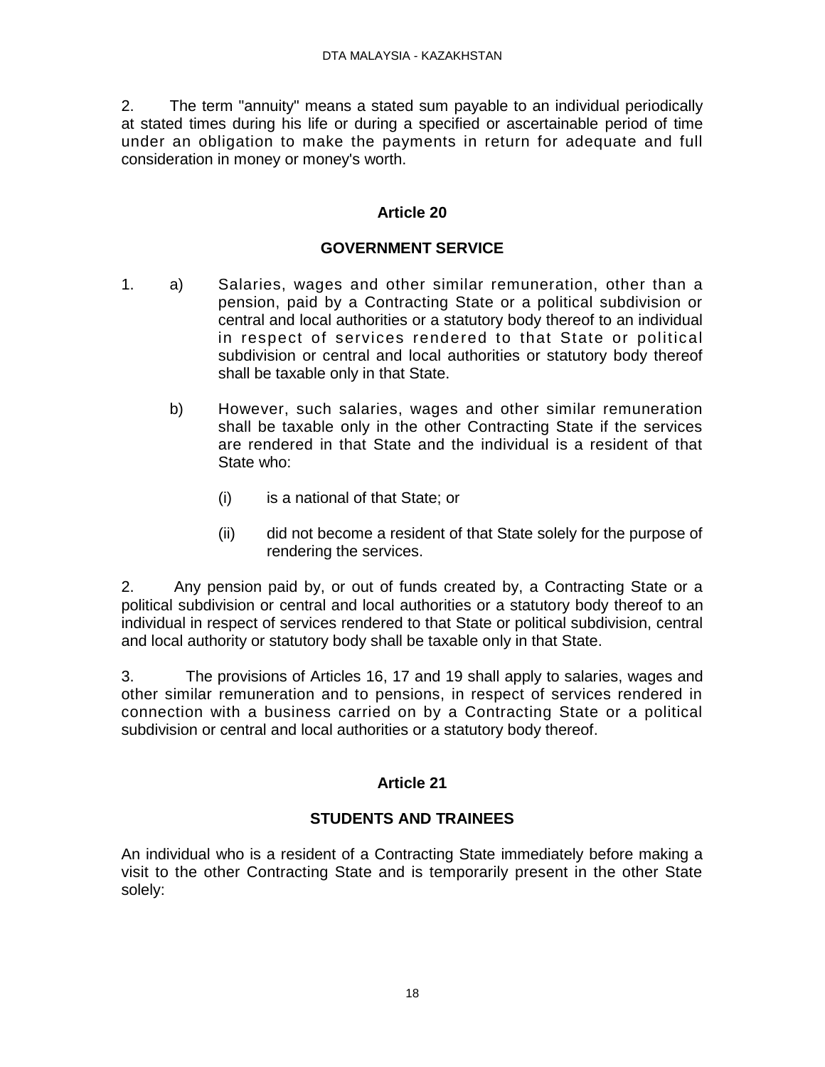2. The term "annuity" means a stated sum payable to an individual periodically at stated times during his life or during a specified or ascertainable period of time under an obligation to make the payments in return for adequate and full consideration in money or money's worth.

## Article 20

## GOVERNMENT SERVICE

1. a) Salaries, wages and other similar remuneration, other than a pension, paid by a Contracting State or a political subdivision or central and local authorities or a statutory body thereof to an individual in respect of services rendered to that State or political subdivision or central and local authorities or statutory body thereof shall be taxable only in that State.

   b) However, such salaries, wages and other similar remuneration shall be taxable only in the other Contracting State if the services are rendered in that State and the individual is a resident of that State who:

      (i) is a national of that State; or

      (ii) did not become a resident of that State solely for the purpose of rendering the services.

2. Any pension paid by, or out of funds created by, a Contracting State or a political subdivision or central and local authorities or a statutory body thereof to an individual in respect of services rendered to that State or political subdivision, central and local authority or statutory body shall be taxable only in that State.

3. The provisions of Articles 16, 17 and 19 shall apply to salaries, wages and other similar remuneration and to pensions, in respect of services rendered in connection with a business carried on by a Contracting State or a political subdivision or central and local authorities or a statutory body thereof.

## Article 21

## STUDENTS AND TRAINEES

An individual who is a resident of a Contracting State immediately before making a visit to the other Contracting State and is temporarily present in the other State solely: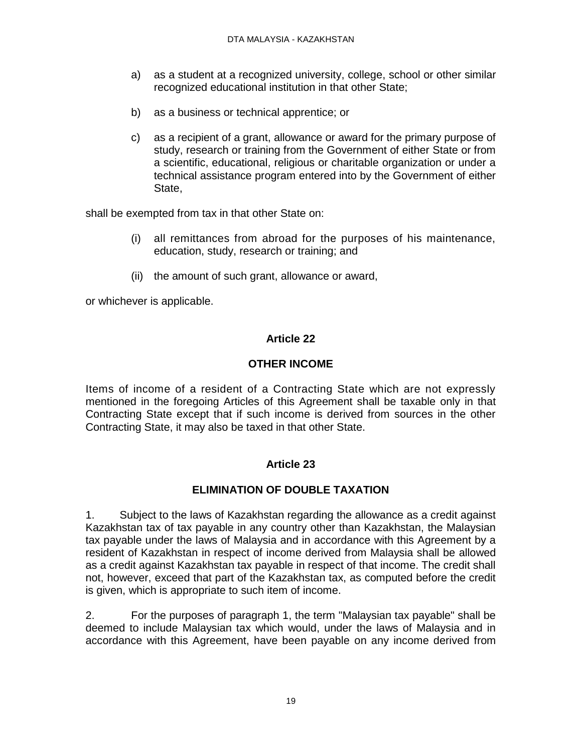a) as a student at a recognized university, college, school or other similar recognized educational institution in that other State;

b) as a business or technical apprentice; or

c) as a recipient of a grant, allowance or award for the primary purpose of study, research or training from the Government of either State or from a scientific, educational, religious or charitable organization or under a technical assistance program entered into by the Government of either State,

shall be exempted from tax in that other State on:

(i) all remittances from abroad for the purposes of his maintenance, education, study, research or training; and

(ii) the amount of such grant, allowance or award,

or whichever is applicable.

## Article 22

## OTHER INCOME

Items of income of a resident of a Contracting State which are not expressly mentioned in the foregoing Articles of this Agreement shall be taxable only in that Contracting State except that if such income is derived from sources in the other Contracting State, it may also be taxed in that other State.

## Article 23

## ELIMINATION OF DOUBLE TAXATION

1. Subject to the laws of Kazakhstan regarding the allowance as a credit against Kazakhstan tax of tax payable in any country other than Kazakhstan, the Malaysian tax payable under the laws of Malaysia and in accordance with this Agreement by a resident of Kazakhstan in respect of income derived from Malaysia shall be allowed as a credit against Kazakhstan tax payable in respect of that income. The credit shall not, however, exceed that part of the Kazakhstan tax, as computed before the credit is given, which is appropriate to such item of income.

2. For the purposes of paragraph 1, the term "Malaysian tax payable" shall be deemed to include Malaysian tax which would, under the laws of Malaysia and in accordance with this Agreement, have been payable on any income derived from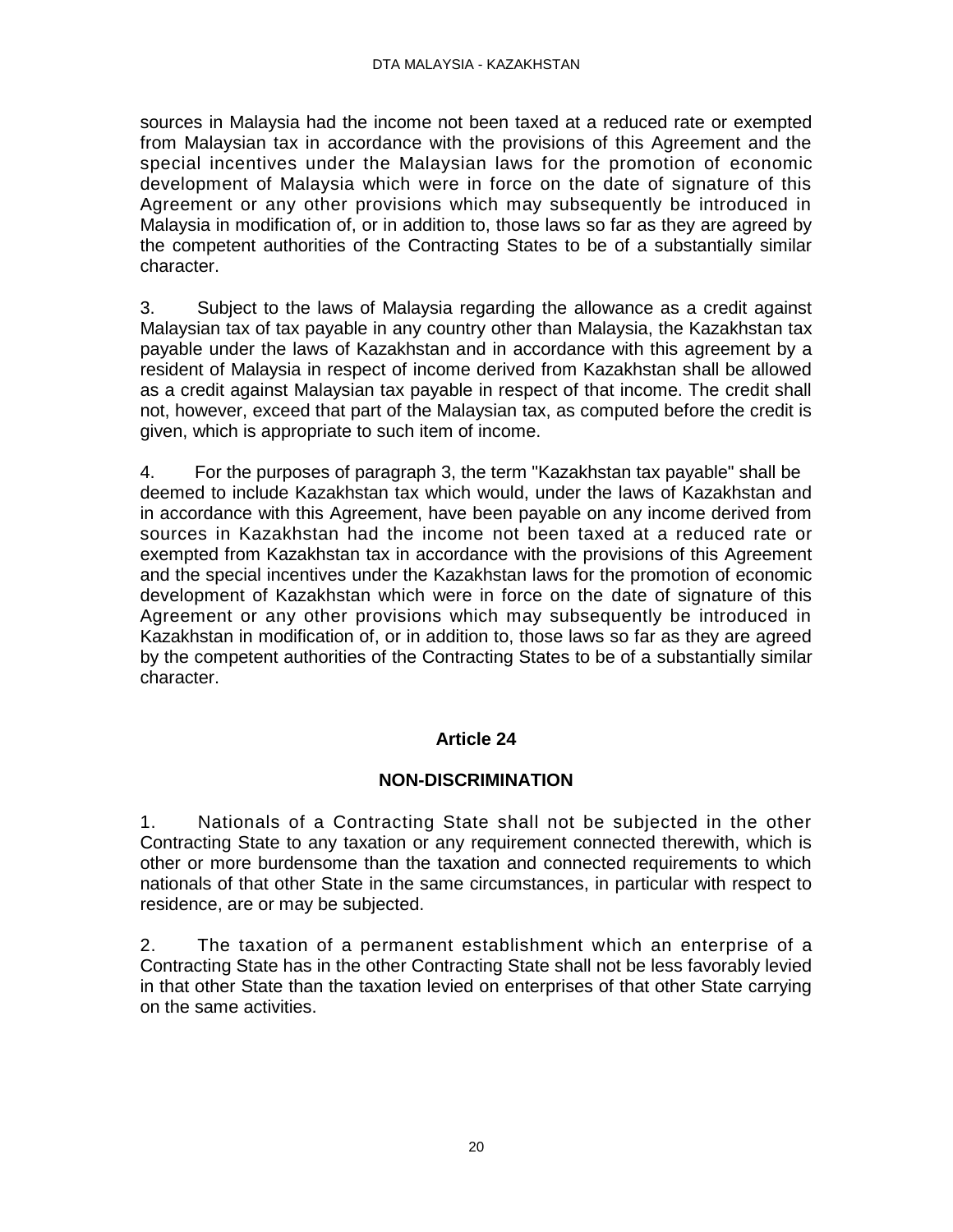sources in Malaysia had the income not been taxed at a reduced rate or exempted from Malaysian tax in accordance with the provisions of this Agreement and the special incentives under the Malaysian laws for the promotion of economic development of Malaysia which were in force on the date of signature of this Agreement or any other provisions which may subsequently be introduced in Malaysia in modification of, or in addition to, those laws so far as they are agreed by the competent authorities of the Contracting States to be of a substantially similar character.

3. Subject to the laws of Malaysia regarding the allowance as a credit against Malaysian tax of tax payable in any country other than Malaysia, the Kazakhstan tax payable under the laws of Kazakhstan and in accordance with this agreement by a resident of Malaysia in respect of income derived from Kazakhstan shall be allowed as a credit against Malaysian tax payable in respect of that income. The credit shall not, however, exceed that part of the Malaysian tax, as computed before the credit is given, which is appropriate to such item of income.

4. For the purposes of paragraph 3, the term "Kazakhstan tax payable" shall be deemed to include Kazakhstan tax which would, under the laws of Kazakhstan and in accordance with this Agreement, have been payable on any income derived from sources in Kazakhstan had the income not been taxed at a reduced rate or exempted from Kazakhstan tax in accordance with the provisions of this Agreement and the special incentives under the Kazakhstan laws for the promotion of economic development of Kazakhstan which were in force on the date of signature of this Agreement or any other provisions which may subsequently be introduced in Kazakhstan in modification of, or in addition to, those laws so far as they are agreed by the competent authorities of the Contracting States to be of a substantially similar character.

## Article 24

## NON-DISCRIMINATION

1. Nationals of a Contracting State shall not be subjected in the other Contracting State to any taxation or any requirement connected therewith, which is other or more burdensome than the taxation and connected requirements to which nationals of that other State in the same circumstances, in particular with respect to residence, are or may be subjected.

2. The taxation of a permanent establishment which an enterprise of a Contracting State has in the other Contracting State shall not be less favorably levied in that other State than the taxation levied on enterprises of that other State carrying on the same activities.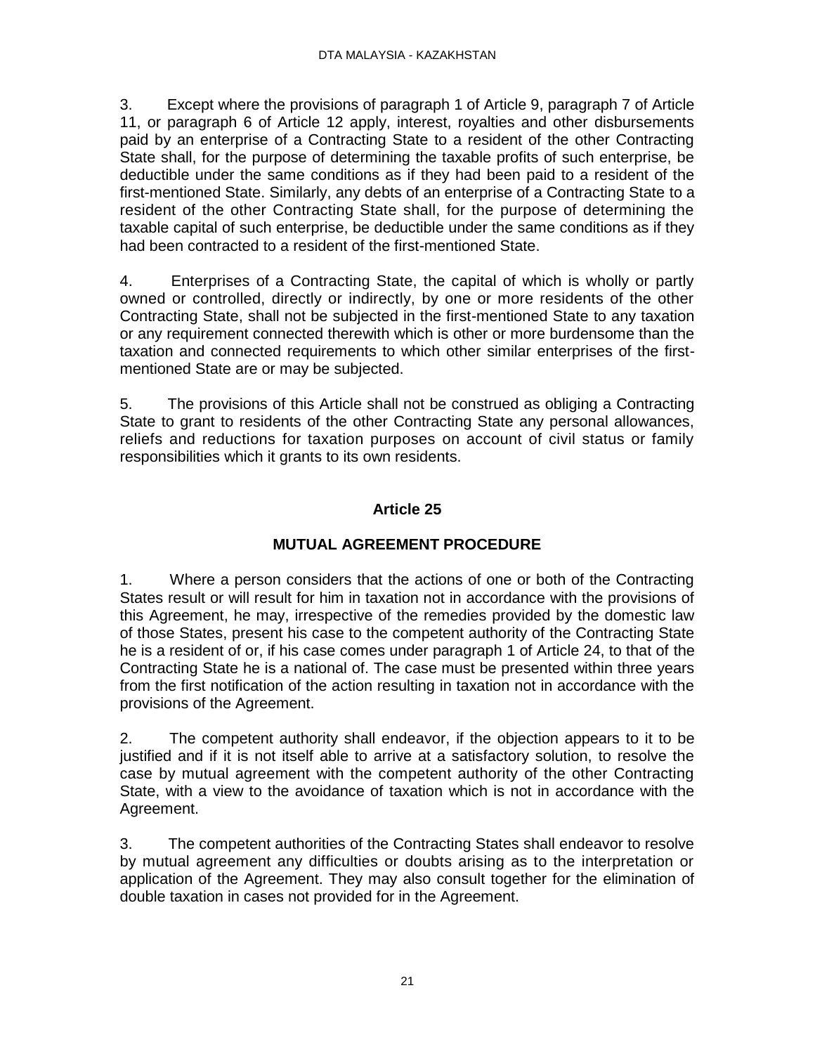3. Except where the provisions of paragraph 1 of Article 9, paragraph 7 of Article 11, or paragraph 6 of Article 12 apply, interest, royalties and other disbursements paid by an enterprise of a Contracting State to a resident of the other Contracting State shall, for the purpose of determining the taxable profits of such enterprise, be deductible under the same conditions as if they had been paid to a resident of the first-mentioned State. Similarly, any debts of an enterprise of a Contracting State to a resident of the other Contracting State shall, for the purpose of determining the taxable capital of such enterprise, be deductible under the same conditions as if they had been contracted to a resident of the first-mentioned State.

4. Enterprises of a Contracting State, the capital of which is wholly or partly owned or controlled, directly or indirectly, by one or more residents of the other Contracting State, shall not be subjected in the first-mentioned State to any taxation or any requirement connected therewith which is other or more burdensome than the taxation and connected requirements to which other similar enterprises of the first-mentioned State are or may be subjected.

5. The provisions of this Article shall not be construed as obliging a Contracting State to grant to residents of the other Contracting State any personal allowances, reliefs and reductions for taxation purposes on account of civil status or family responsibilities which it grants to its own residents.

## Article 25

## MUTUAL AGREEMENT PROCEDURE

1. Where a person considers that the actions of one or both of the Contracting States result or will result for him in taxation not in accordance with the provisions of this Agreement, he may, irrespective of the remedies provided by the domestic law of those States, present his case to the competent authority of the Contracting State he is a resident of or, if his case comes under paragraph 1 of Article 24, to that of the Contracting State he is a national of. The case must be presented within three years from the first notification of the action resulting in taxation not in accordance with the provisions of the Agreement.

2. The competent authority shall endeavor, if the objection appears to it to be justified and if it is not itself able to arrive at a satisfactory solution, to resolve the case by mutual agreement with the competent authority of the other Contracting State, with a view to the avoidance of taxation which is not in accordance with the Agreement.

3. The competent authorities of the Contracting States shall endeavor to resolve by mutual agreement any difficulties or doubts arising as to the interpretation or application of the Agreement. They may also consult together for the elimination of double taxation in cases not provided for in the Agreement.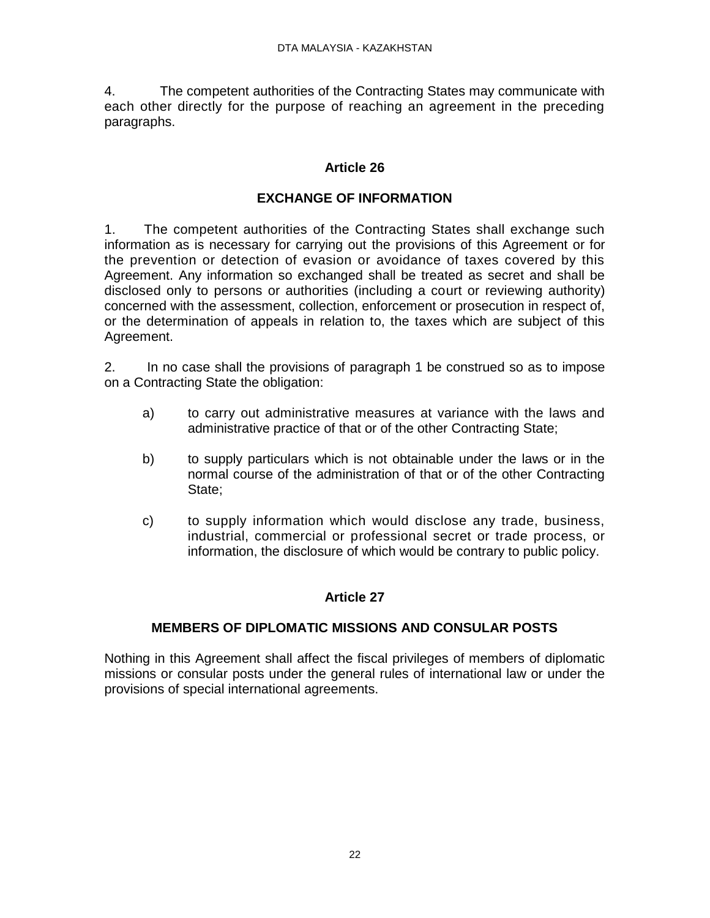4. The competent authorities of the Contracting States may communicate with each other directly for the purpose of reaching an agreement in the preceding paragraphs.

## Article 26

## EXCHANGE OF INFORMATION

1. The competent authorities of the Contracting States shall exchange such information as is necessary for carrying out the provisions of this Agreement or for the prevention or detection of evasion or avoidance of taxes covered by this Agreement. Any information so exchanged shall be treated as secret and shall be disclosed only to persons or authorities (including a court or reviewing authority) concerned with the assessment, collection, enforcement or prosecution in respect of, or the determination of appeals in relation to, the taxes which are subject of this Agreement.

2. In no case shall the provisions of paragraph 1 be construed so as to impose on a Contracting State the obligation:

a) to carry out administrative measures at variance with the laws and administrative practice of that or of the other Contracting State;

b) to supply particulars which is not obtainable under the laws or in the normal course of the administration of that or of the other Contracting State;

c) to supply information which would disclose any trade, business, industrial, commercial or professional secret or trade process, or information, the disclosure of which would be contrary to public policy.

## Article 27

## MEMBERS OF DIPLOMATIC MISSIONS AND CONSULAR POSTS

Nothing in this Agreement shall affect the fiscal privileges of members of diplomatic missions or consular posts under the general rules of international law or under the provisions of special international agreements.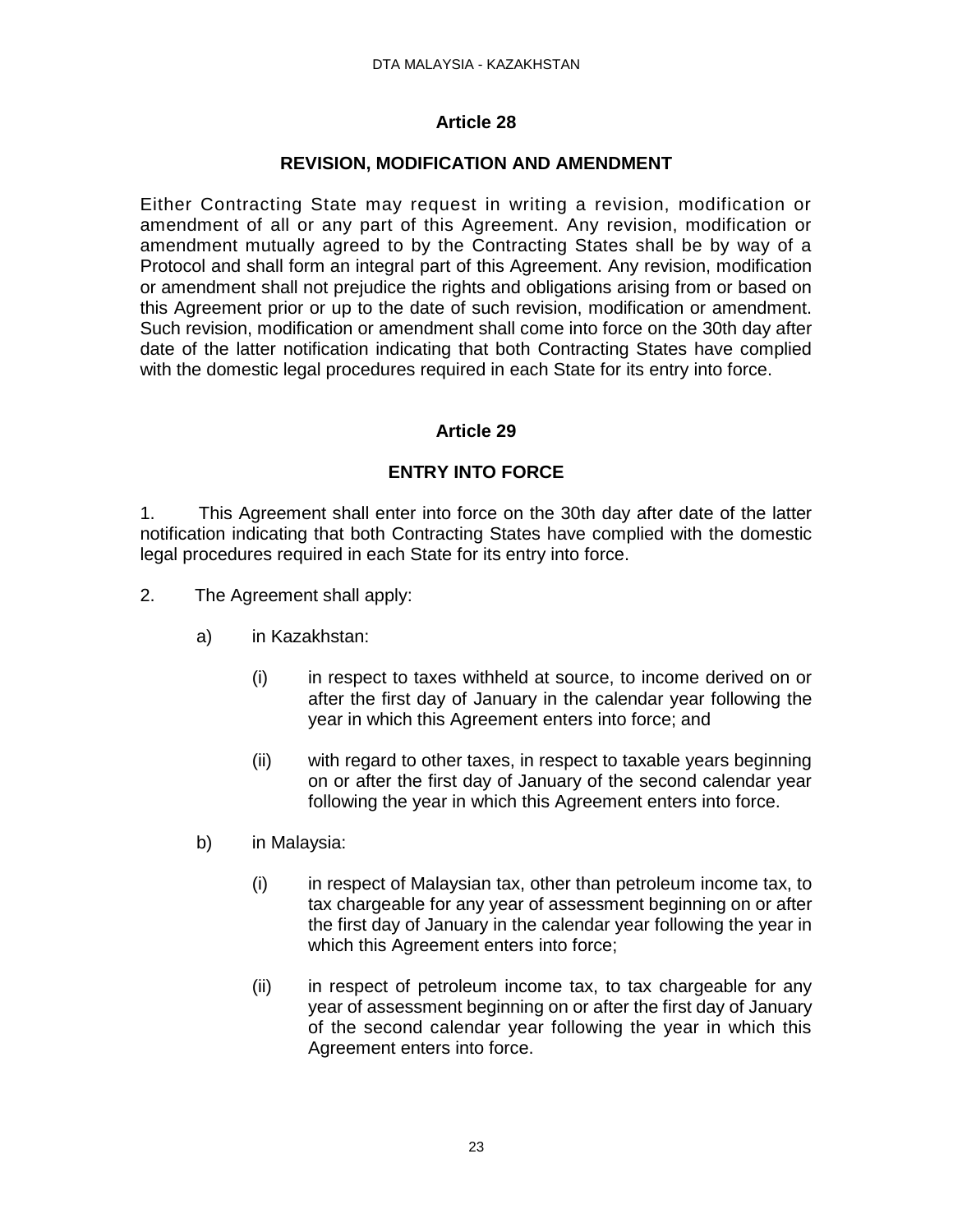## Article 28

## REVISION, MODIFICATION AND AMENDMENT

Either Contracting State may request in writing a revision, modification or amendment of all or any part of this Agreement. Any revision, modification or amendment mutually agreed to by the Contracting States shall be by way of a Protocol and shall form an integral part of this Agreement. Any revision, modification or amendment shall not prejudice the rights and obligations arising from or based on this Agreement prior or up to the date of such revision, modification or amendment. Such revision, modification or amendment shall come into force on the 30th day after date of the latter notification indicating that both Contracting States have complied with the domestic legal procedures required in each State for its entry into force.

## Article 29

## ENTRY INTO FORCE

1. This Agreement shall enter into force on the 30th day after date of the latter notification indicating that both Contracting States have complied with the domestic legal procedures required in each State for its entry into force.

2. The Agreement shall apply:

   a) in Kazakhstan:

      (i) in respect to taxes withheld at source, to income derived on or after the first day of January in the calendar year following the year in which this Agreement enters into force; and

      (ii) with regard to other taxes, in respect to taxable years beginning on or after the first day of January of the second calendar year following the year in which this Agreement enters into force.

   b) in Malaysia:

      (i) in respect of Malaysian tax, other than petroleum income tax, to tax chargeable for any year of assessment beginning on or after the first day of January in the calendar year following the year in which this Agreement enters into force;

      (ii) in respect of petroleum income tax, to tax chargeable for any year of assessment beginning on or after the first day of January of the second calendar year following the year in which this Agreement enters into force.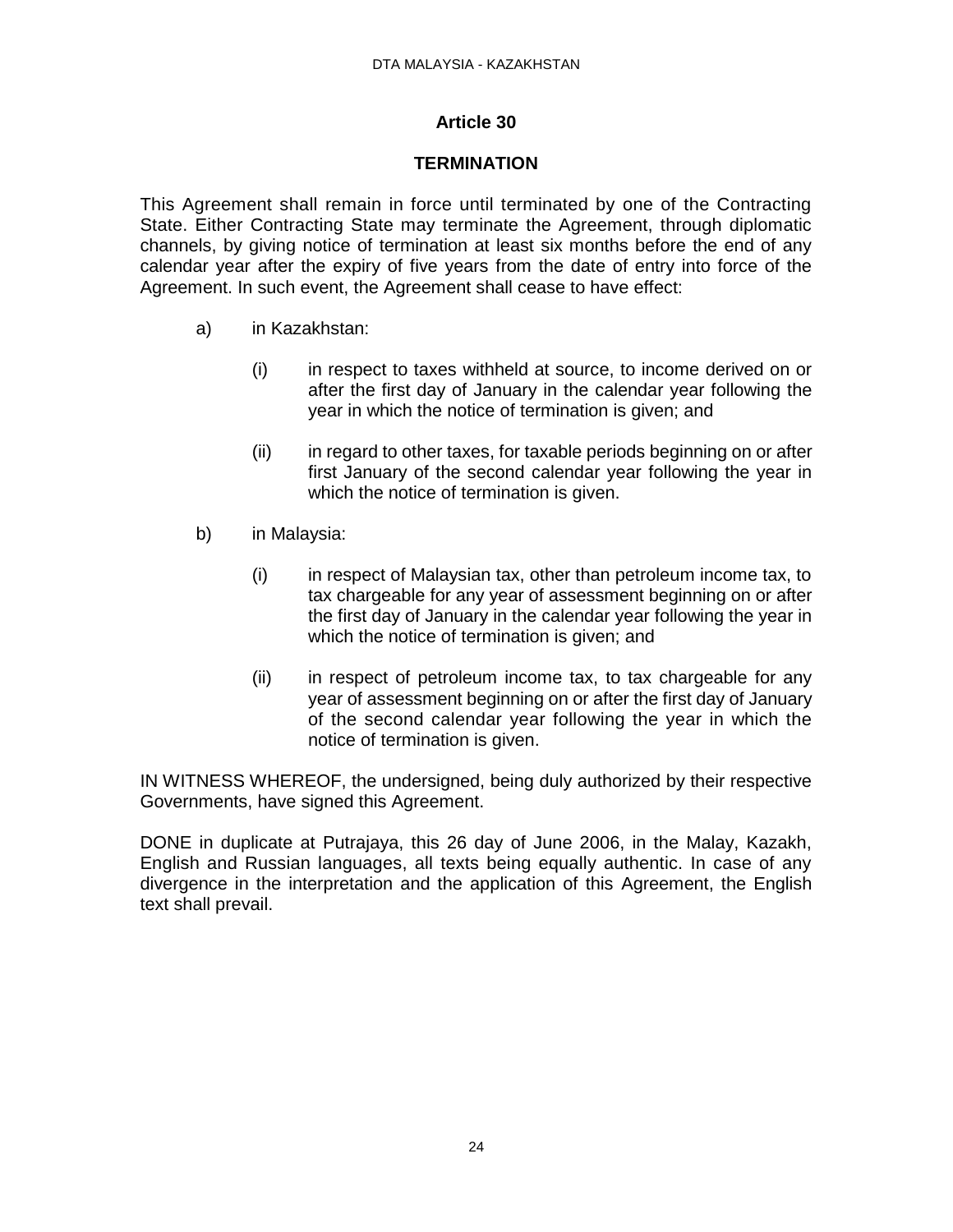## Article 30

## TERMINATION

This Agreement shall remain in force until terminated by one of the Contracting State. Either Contracting State may terminate the Agreement, through diplomatic channels, by giving notice of termination at least six months before the end of any calendar year after the expiry of five years from the date of entry into force of the Agreement. In such event, the Agreement shall cease to have effect:

a) in Kazakhstan:

   (i) in respect to taxes withheld at source, to income derived on or after the first day of January in the calendar year following the year in which the notice of termination is given; and

   (ii) in regard to other taxes, for taxable periods beginning on or after first January of the second calendar year following the year in which the notice of termination is given.

b) in Malaysia:

   (i) in respect of Malaysian tax, other than petroleum income tax, to tax chargeable for any year of assessment beginning on or after the first day of January in the calendar year following the year in which the notice of termination is given; and

   (ii) in respect of petroleum income tax, to tax chargeable for any year of assessment beginning on or after the first day of January of the second calendar year following the year in which the notice of termination is given.

IN WITNESS WHEREOF, the undersigned, being duly authorized by their respective Governments, have signed this Agreement.

DONE in duplicate at Putrajaya, this 26 day of June 2006, in the Malay, Kazakh, English and Russian languages, all texts being equally authentic. In case of any divergence in the interpretation and the application of this Agreement, the English text shall prevail.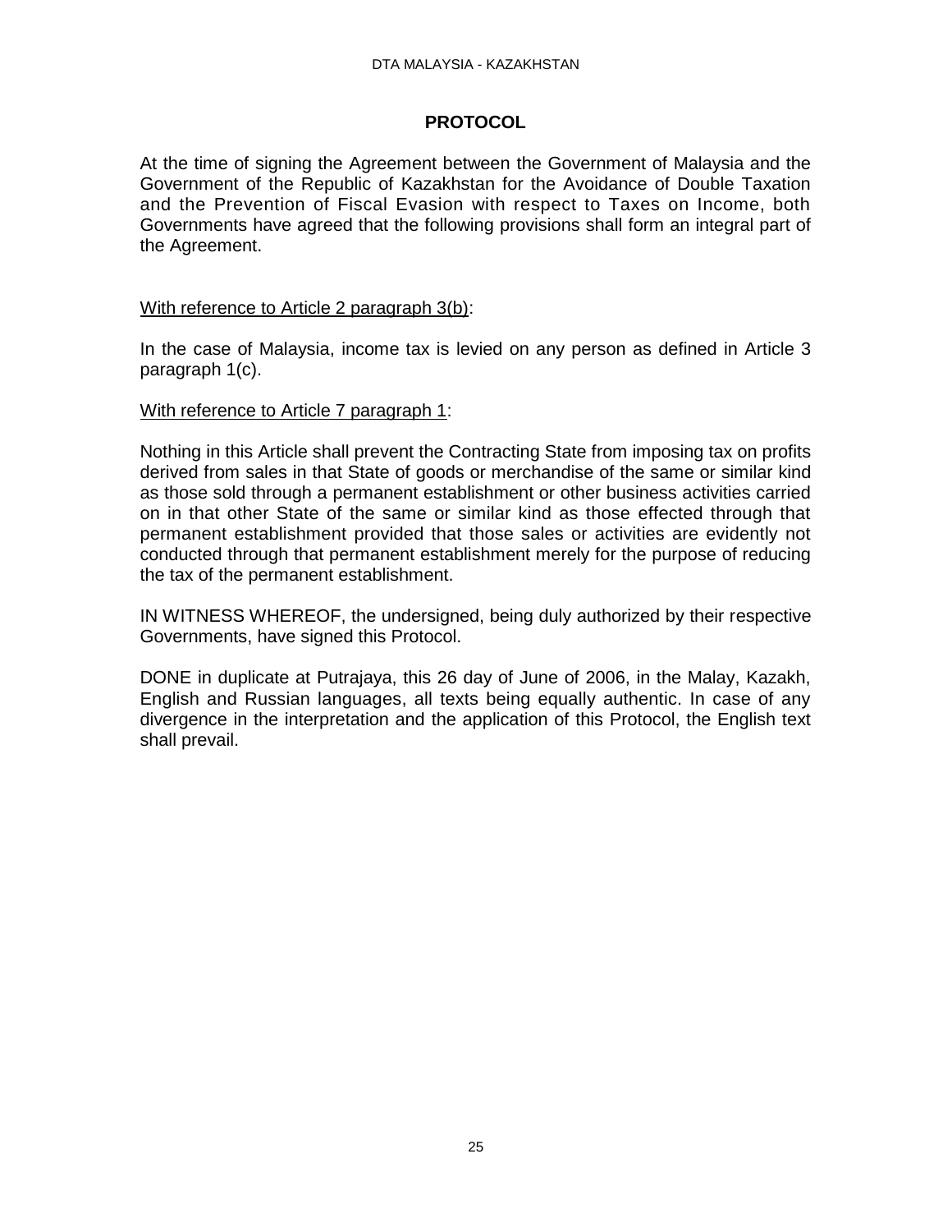# PROTOCOL

At the time of signing the Agreement between the Government of Malaysia and the Government of the Republic of Kazakhstan for the Avoidance of Double Taxation and the Prevention of Fiscal Evasion with respect to Taxes on Income, both Governments have agreed that the following provisions shall form an integral part of the Agreement.

<u>With reference to Article 2 paragraph 3(b)</u>:

In the case of Malaysia, income tax is levied on any person as defined in Article 3 paragraph 1(c).

<u>With reference to Article 7 paragraph 1</u>:

Nothing in this Article shall prevent the Contracting State from imposing tax on profits derived from sales in that State of goods or merchandise of the same or similar kind as those sold through a permanent establishment or other business activities carried on in that other State of the same or similar kind as those effected through that permanent establishment provided that those sales or activities are evidently not conducted through that permanent establishment merely for the purpose of reducing the tax of the permanent establishment.

IN WITNESS WHEREOF, the undersigned, being duly authorized by their respective Governments, have signed this Protocol.

DONE in duplicate at Putrajaya, this 26 day of June of 2006, in the Malay, Kazakh, English and Russian languages, all texts being equally authentic. In case of any divergence in the interpretation and the application of this Protocol, the English text shall prevail.